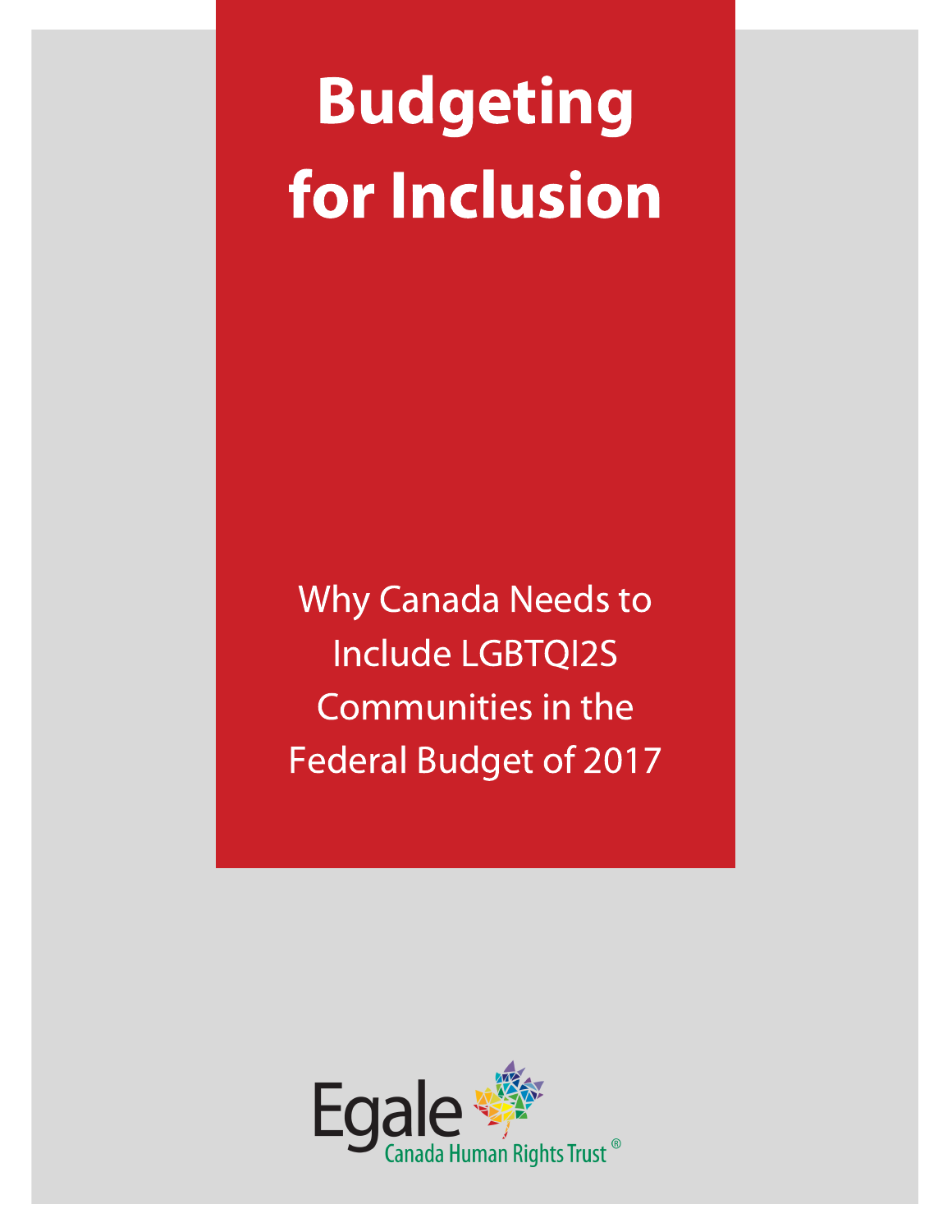# Budgeting for Inclusion

Why Canada Needs to Include LGBTQI2S Communities in the Federal Budget of 2017

Egale Canada Human Rights Trust®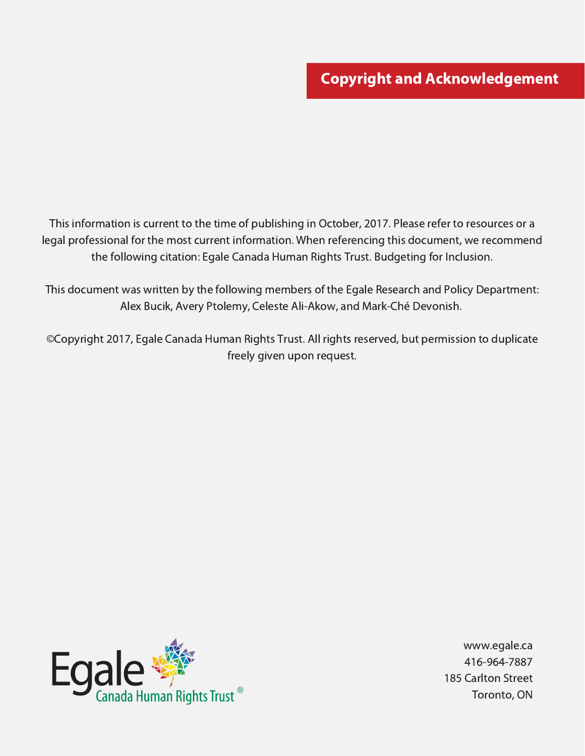## Copyright and Acknowledgement

This information is current to the time of publishing in October, 2017. Please refer to resources or a legal professional for the most current information. When referencing this document, we recommend the following citation: Egale Canada Human Rights Trust. Budgeting for Inclusion.

This document was written by the following members of the Egale Research and Policy Department: Alex Bucik, Avery Ptolemy, Celeste Ali-Akow, and Mark-Ché Devonish.

©Copyright 2017, Egale Canada Human Rights Trust. All rights reserved, but permission to duplicate freely given upon request.

Egale Canada Human Rights Trust®

www.egale.ca
416-964-7887
185 Carlton Street
Toronto, ON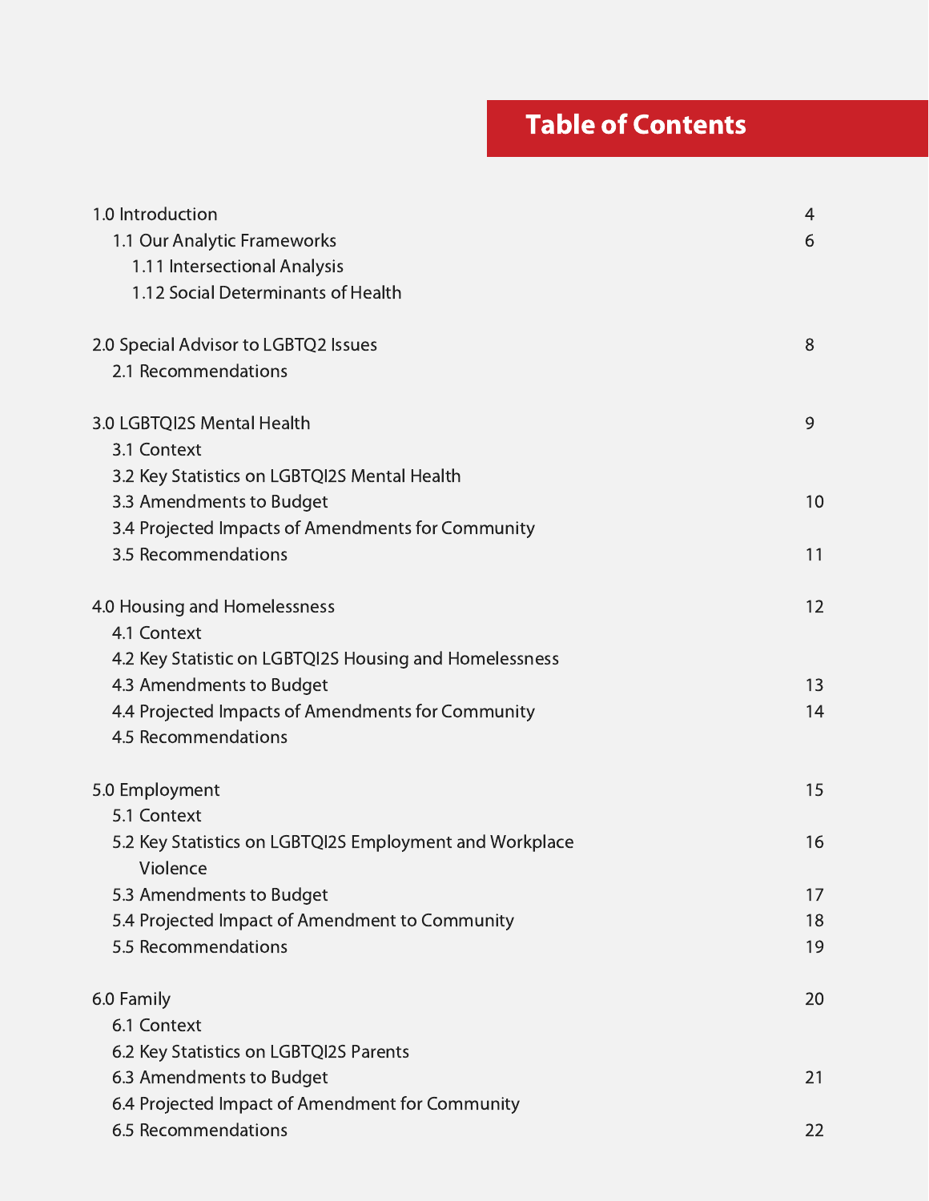# Table of Contents

| | |
|---|---|
| 1.0 Introduction | 4 |
| 1.1 Our Analytic Frameworks | 6 |
| 1.11 Intersectional Analysis | |
| 1.12 Social Determinants of Health | |
| 2.0 Special Advisor to LGBTQ2 Issues | 8 |
| 2.1 Recommendations | |
| 3.0 LGBTQI2S Mental Health | 9 |
| 3.1 Context | |
| 3.2 Key Statistics on LGBTQI2S Mental Health | |
| 3.3 Amendments to Budget | 10 |
| 3.4 Projected Impacts of Amendments for Community | |
| 3.5 Recommendations | 11 |
| 4.0 Housing and Homelessness | 12 |
| 4.1 Context | |
| 4.2 Key Statistic on LGBTQI2S Housing and Homelessness | |
| 4.3 Amendments to Budget | 13 |
| 4.4 Projected Impacts of Amendments for Community | 14 |
| 4.5 Recommendations | |
| 5.0 Employment | 15 |
| 5.1 Context | |
| 5.2 Key Statistics on LGBTQI2S Employment and Workplace Violence | 16 |
| 5.3 Amendments to Budget | 17 |
| 5.4 Projected Impact of Amendment to Community | 18 |
| 5.5 Recommendations | 19 |
| 6.0 Family | 20 |
| 6.1 Context | |
| 6.2 Key Statistics on LGBTQI2S Parents | |
| 6.3 Amendments to Budget | 21 |
| 6.4 Projected Impact of Amendment for Community | |
| 6.5 Recommendations | 22 |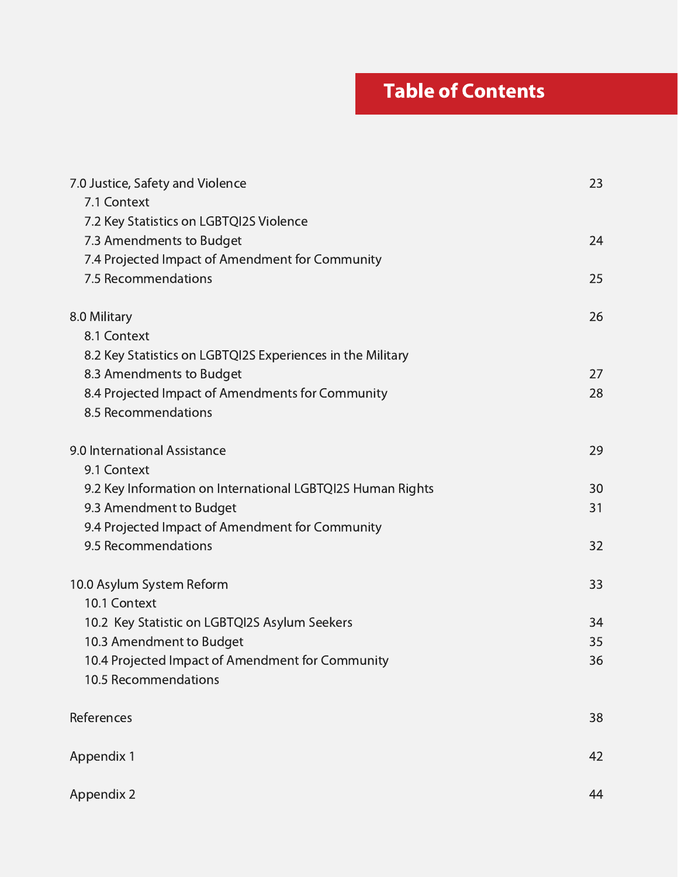# Table of Contents

| | |
|---|---|
| 7.0 Justice, Safety and Violence | 23 |
| 7.1 Context | |
| 7.2 Key Statistics on LGBTQI2S Violence | |
| 7.3 Amendments to Budget | 24 |
| 7.4 Projected Impact of Amendment for Community | |
| 7.5 Recommendations | 25 |
| 8.0 Military | 26 |
| 8.1 Context | |
| 8.2 Key Statistics on LGBTQI2S Experiences in the Military | |
| 8.3 Amendments to Budget | 27 |
| 8.4 Projected Impact of Amendments for Community | 28 |
| 8.5 Recommendations | |
| 9.0 International Assistance | 29 |
| 9.1 Context | |
| 9.2 Key Information on International LGBTQI2S Human Rights | 30 |
| 9.3 Amendment to Budget | 31 |
| 9.4 Projected Impact of Amendment for Community | |
| 9.5 Recommendations | 32 |
| 10.0 Asylum System Reform | 33 |
| 10.1 Context | |
| 10.2 Key Statistic on LGBTQI2S Asylum Seekers | 34 |
| 10.3 Amendment to Budget | 35 |
| 10.4 Projected Impact of Amendment for Community | 36 |
| 10.5 Recommendations | |
| References | 38 |
| Appendix 1 | 42 |
| Appendix 2 | 44 |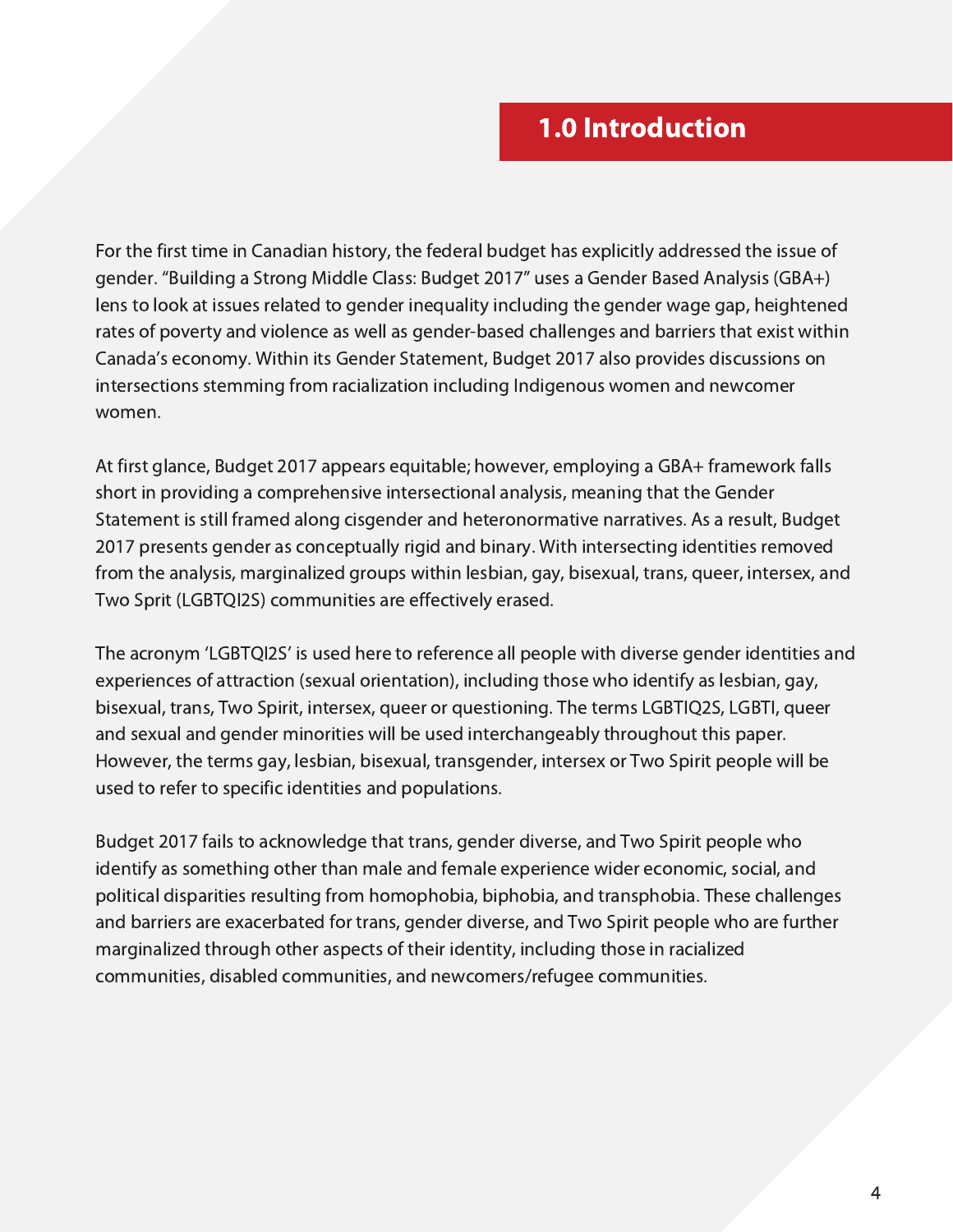# 1.0 Introduction

For the first time in Canadian history, the federal budget has explicitly addressed the issue of gender. “Building a Strong Middle Class: Budget 2017” uses a Gender Based Analysis (GBA+) lens to look at issues related to gender inequality including the gender wage gap, heightened rates of poverty and violence as well as gender-based challenges and barriers that exist within Canada’s economy. Within its Gender Statement, Budget 2017 also provides discussions on intersections stemming from racialization including Indigenous women and newcomer women.

At first glance, Budget 2017 appears equitable; however, employing a GBA+ framework falls short in providing a comprehensive intersectional analysis, meaning that the Gender Statement is still framed along cisgender and heteronormative narratives. As a result, Budget 2017 presents gender as conceptually rigid and binary. With intersecting identities removed from the analysis, marginalized groups within lesbian, gay, bisexual, trans, queer, intersex, and Two Sprit (LGBTQI2S) communities are effectively erased.

The acronym ‘LGBTQI2S’ is used here to reference all people with diverse gender identities and experiences of attraction (sexual orientation), including those who identify as lesbian, gay, bisexual, trans, Two Spirit, intersex, queer or questioning. The terms LGBTIQ2S, LGBTI, queer and sexual and gender minorities will be used interchangeably throughout this paper. However, the terms gay, lesbian, bisexual, transgender, intersex or Two Spirit people will be used to refer to specific identities and populations.

Budget 2017 fails to acknowledge that trans, gender diverse, and Two Spirit people who identify as something other than male and female experience wider economic, social, and political disparities resulting from homophobia, biphobia, and transphobia. These challenges and barriers are exacerbated for trans, gender diverse, and Two Spirit people who are further marginalized through other aspects of their identity, including those in racialized communities, disabled communities, and newcomers/refugee communities.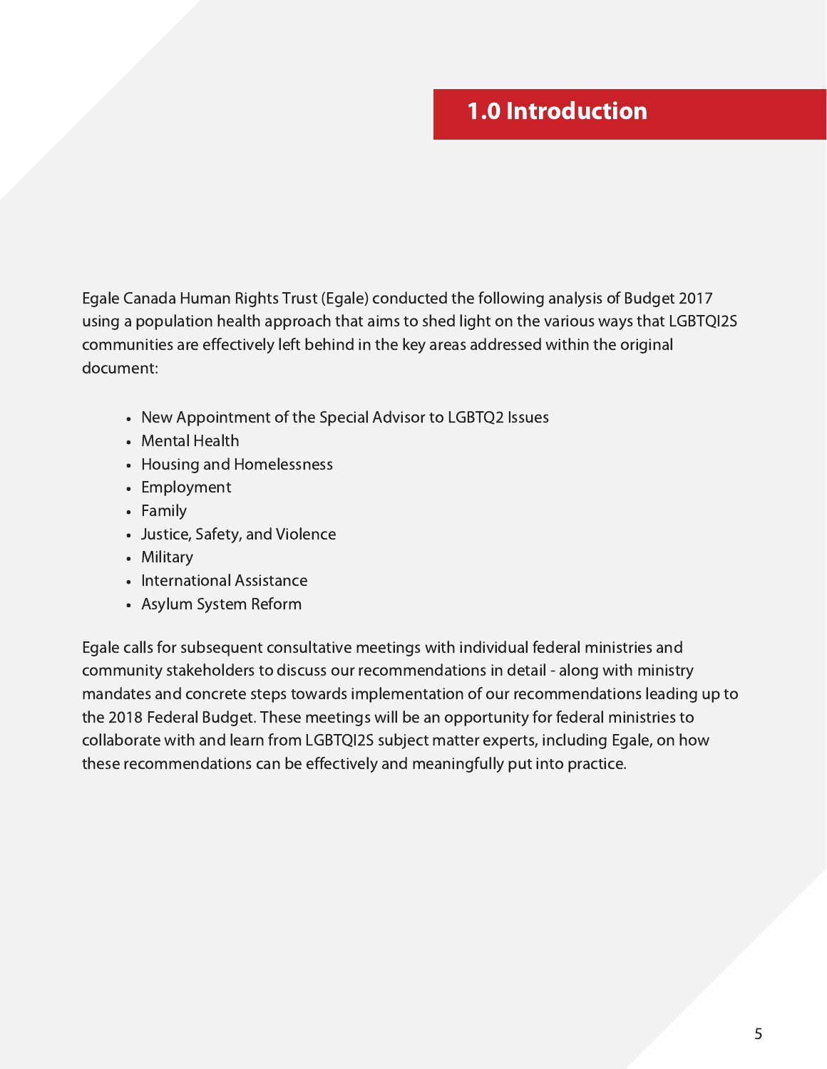# 1.0 Introduction

Egale Canada Human Rights Trust (Egale) conducted the following analysis of Budget 2017 using a population health approach that aims to shed light on the various ways that LGBTQI2S communities are effectively left behind in the key areas addressed within the original document:

- New Appointment of the Special Advisor to LGBTQ2 Issues
- Mental Health
- Housing and Homelessness
- Employment
- Family
- Justice, Safety, and Violence
- Military
- International Assistance
- Asylum System Reform

Egale calls for subsequent consultative meetings with individual federal ministries and community stakeholders to discuss our recommendations in detail - along with ministry mandates and concrete steps towards implementation of our recommendations leading up to the 2018 Federal Budget. These meetings will be an opportunity for federal ministries to collaborate with and learn from LGBTQI2S subject matter experts, including Egale, on how these recommendations can be effectively and meaningfully put into practice.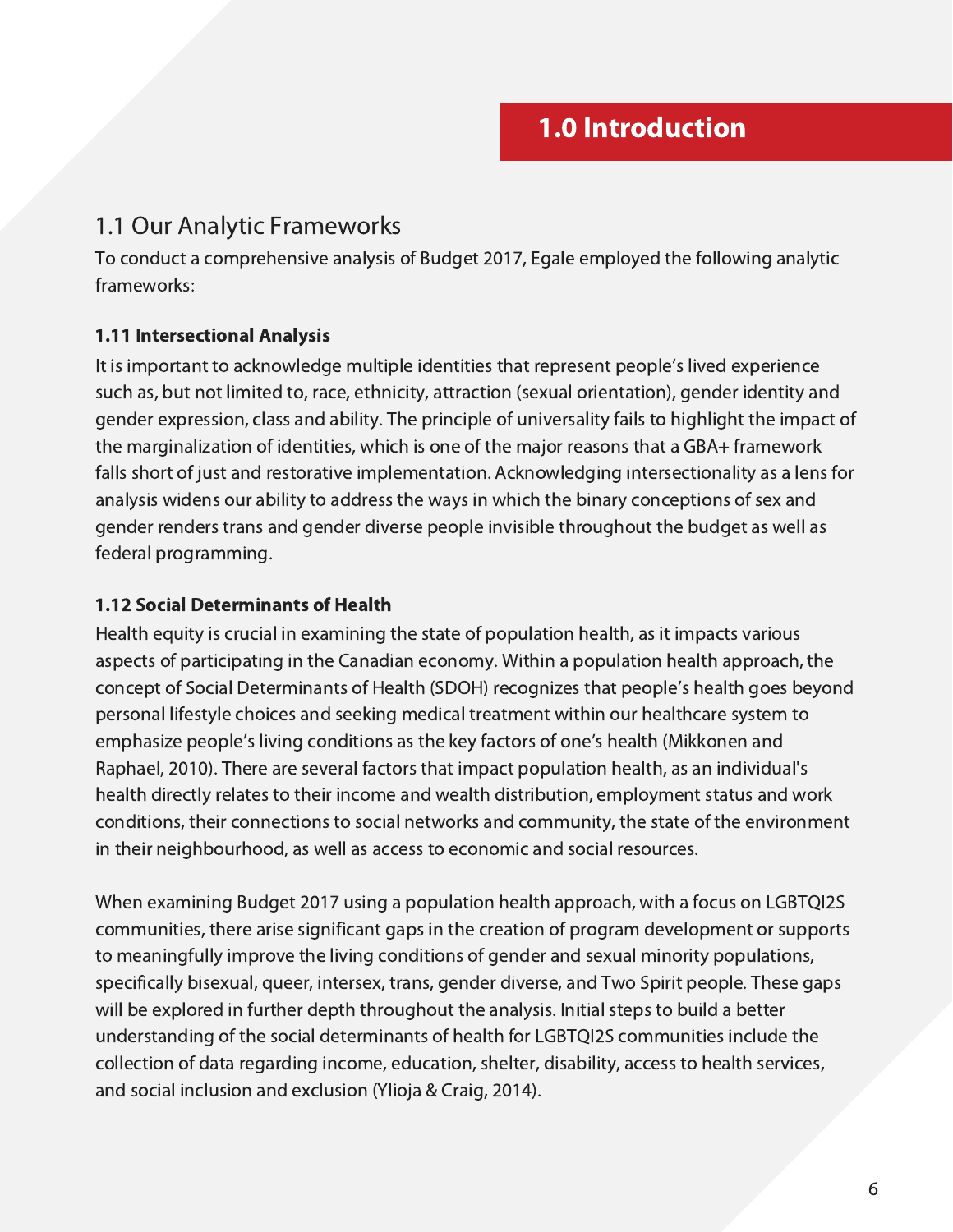# 1.0 Introduction

## 1.1 Our Analytic Frameworks

To conduct a comprehensive analysis of Budget 2017, Egale employed the following analytic frameworks:

### 1.11 Intersectional Analysis

It is important to acknowledge multiple identities that represent people's lived experience such as, but not limited to, race, ethnicity, attraction (sexual orientation), gender identity and gender expression, class and ability. The principle of universality fails to highlight the impact of the marginalization of identities, which is one of the major reasons that a GBA+ framework falls short of just and restorative implementation. Acknowledging intersectionality as a lens for analysis widens our ability to address the ways in which the binary conceptions of sex and gender renders trans and gender diverse people invisible throughout the budget as well as federal programming.

### 1.12 Social Determinants of Health

Health equity is crucial in examining the state of population health, as it impacts various aspects of participating in the Canadian economy. Within a population health approach, the concept of Social Determinants of Health (SDOH) recognizes that people's health goes beyond personal lifestyle choices and seeking medical treatment within our healthcare system to emphasize people's living conditions as the key factors of one's health (Mikkonen and Raphael, 2010). There are several factors that impact population health, as an individual's health directly relates to their income and wealth distribution, employment status and work conditions, their connections to social networks and community, the state of the environment in their neighbourhood, as well as access to economic and social resources.

When examining Budget 2017 using a population health approach, with a focus on LGBTQI2S communities, there arise significant gaps in the creation of program development or supports to meaningfully improve the living conditions of gender and sexual minority populations, specifically bisexual, queer, intersex, trans, gender diverse, and Two Spirit people. These gaps will be explored in further depth throughout the analysis. Initial steps to build a better understanding of the social determinants of health for LGBTQI2S communities include the collection of data regarding income, education, shelter, disability, access to health services, and social inclusion and exclusion (Ylioja & Craig, 2014).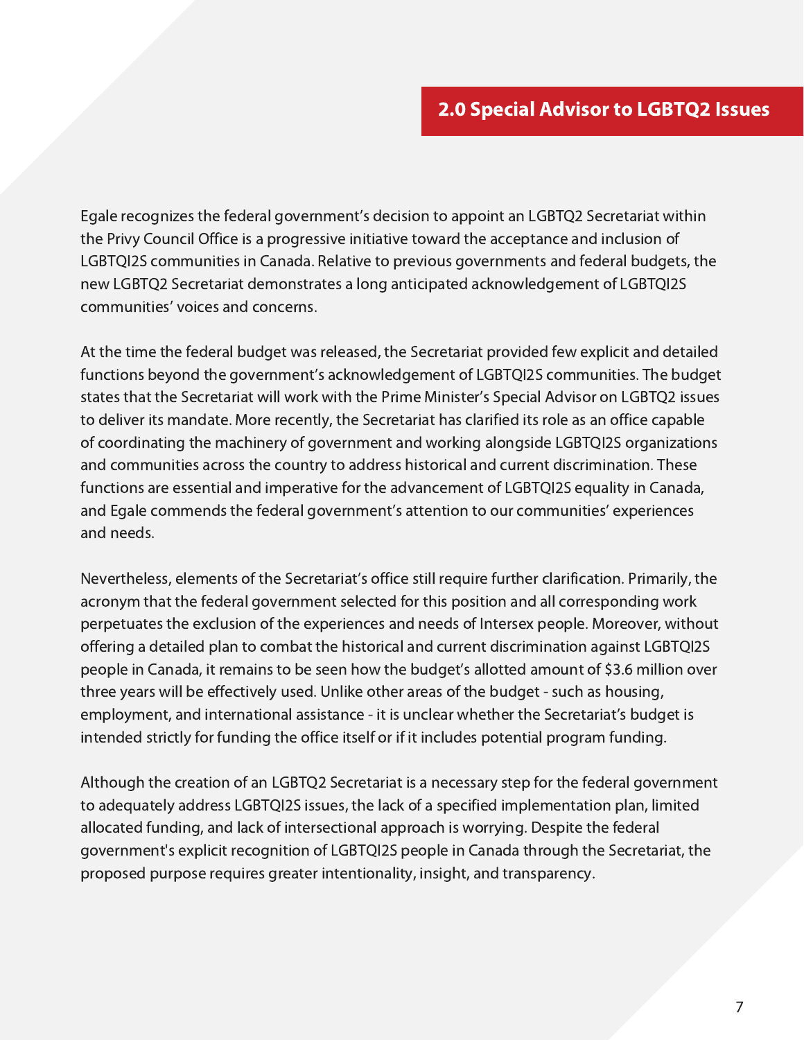## 2.0 Special Advisor to LGBTQ2 Issues

Egale recognizes the federal government's decision to appoint an LGBTQ2 Secretariat within the Privy Council Office is a progressive initiative toward the acceptance and inclusion of LGBTQI2S communities in Canada. Relative to previous governments and federal budgets, the new LGBTQ2 Secretariat demonstrates a long anticipated acknowledgement of LGBTQI2S communities' voices and concerns.

At the time the federal budget was released, the Secretariat provided few explicit and detailed functions beyond the government's acknowledgement of LGBTQI2S communities. The budget states that the Secretariat will work with the Prime Minister's Special Advisor on LGBTQ2 issues to deliver its mandate. More recently, the Secretariat has clarified its role as an office capable of coordinating the machinery of government and working alongside LGBTQI2S organizations and communities across the country to address historical and current discrimination. These functions are essential and imperative for the advancement of LGBTQI2S equality in Canada, and Egale commends the federal government's attention to our communities' experiences and needs.

Nevertheless, elements of the Secretariat's office still require further clarification. Primarily, the acronym that the federal government selected for this position and all corresponding work perpetuates the exclusion of the experiences and needs of Intersex people. Moreover, without offering a detailed plan to combat the historical and current discrimination against LGBTQI2S people in Canada, it remains to be seen how the budget's allotted amount of $3.6 million over three years will be effectively used. Unlike other areas of the budget - such as housing, employment, and international assistance - it is unclear whether the Secretariat's budget is intended strictly for funding the office itself or if it includes potential program funding.

Although the creation of an LGBTQ2 Secretariat is a necessary step for the federal government to adequately address LGBTQI2S issues, the lack of a specified implementation plan, limited allocated funding, and lack of intersectional approach is worrying. Despite the federal government's explicit recognition of LGBTQI2S people in Canada through the Secretariat, the proposed purpose requires greater intentionality, insight, and transparency.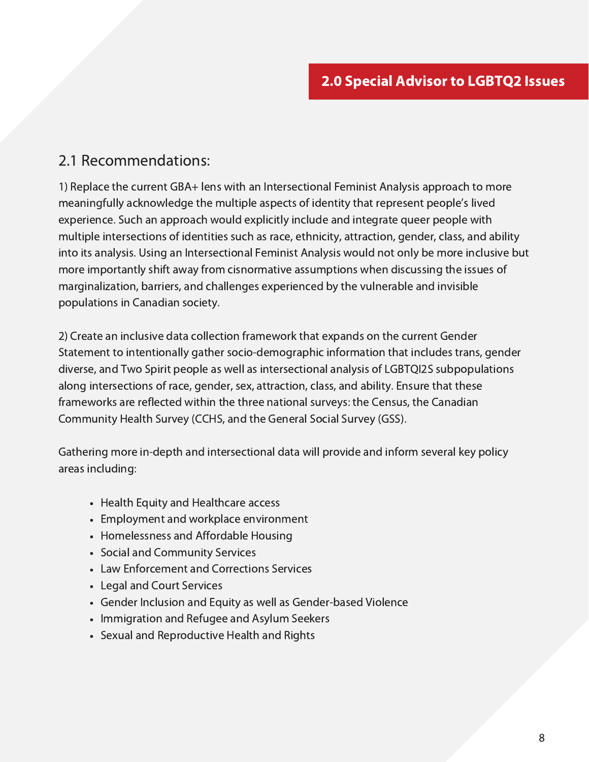# 2.0 Special Advisor to LGBTQ2 Issues

## 2.1 Recommendations:

1) Replace the current GBA+ lens with an Intersectional Feminist Analysis approach to more meaningfully acknowledge the multiple aspects of identity that represent people's lived experience. Such an approach would explicitly include and integrate queer people with multiple intersections of identities such as race, ethnicity, attraction, gender, class, and ability into its analysis. Using an Intersectional Feminist Analysis would not only be more inclusive but more importantly shift away from cisnormative assumptions when discussing the issues of marginalization, barriers, and challenges experienced by the vulnerable and invisible populations in Canadian society.

2) Create an inclusive data collection framework that expands on the current Gender Statement to intentionally gather socio-demographic information that includes trans, gender diverse, and Two Spirit people as well as intersectional analysis of LGBTQI2S subpopulations along intersections of race, gender, sex, attraction, class, and ability. Ensure that these frameworks are reflected within the three national surveys: the Census, the Canadian Community Health Survey (CCHS, and the General Social Survey (GSS).

Gathering more in-depth and intersectional data will provide and inform several key policy areas including:

- Health Equity and Healthcare access
- Employment and workplace environment
- Homelessness and Affordable Housing
- Social and Community Services
- Law Enforcement and Corrections Services
- Legal and Court Services
- Gender Inclusion and Equity as well as Gender-based Violence
- Immigration and Refugee and Asylum Seekers
- Sexual and Reproductive Health and Rights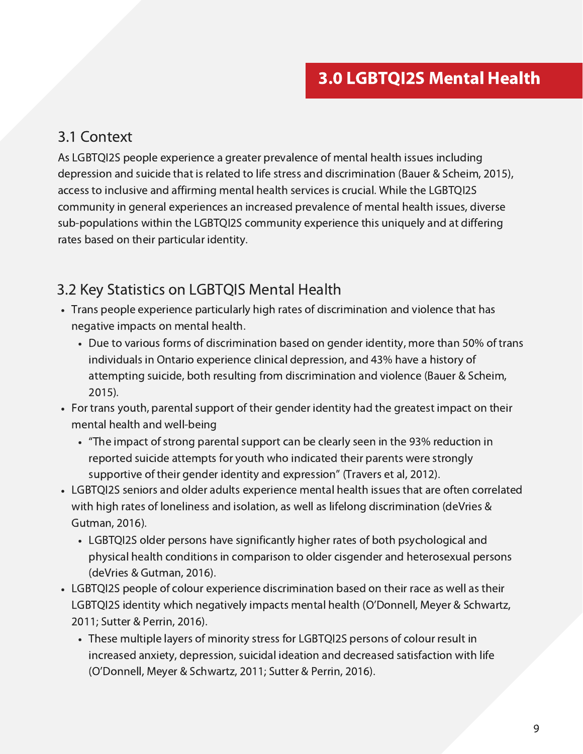# 3.0 LGBTQI2S Mental Health

## 3.1 Context

As LGBTQI2S people experience a greater prevalence of mental health issues including depression and suicide that is related to life stress and discrimination (Bauer & Scheim, 2015), access to inclusive and affirming mental health services is crucial. While the LGBTQI2S community in general experiences an increased prevalence of mental health issues, diverse sub-populations within the LGBTQI2S community experience this uniquely and at differing rates based on their particular identity.

## 3.2 Key Statistics on LGBTQIS Mental Health

- Trans people experience particularly high rates of discrimination and violence that has negative impacts on mental health.
  - Due to various forms of discrimination based on gender identity, more than 50% of trans individuals in Ontario experience clinical depression, and 43% have a history of attempting suicide, both resulting from discrimination and violence (Bauer & Scheim, 2015).
- For trans youth, parental support of their gender identity had the greatest impact on their mental health and well-being
  - "The impact of strong parental support can be clearly seen in the 93% reduction in reported suicide attempts for youth who indicated their parents were strongly supportive of their gender identity and expression" (Travers et al, 2012).
- LGBTQI2S seniors and older adults experience mental health issues that are often correlated with high rates of loneliness and isolation, as well as lifelong discrimination (deVries & Gutman, 2016).
  - LGBTQI2S older persons have significantly higher rates of both psychological and physical health conditions in comparison to older cisgender and heterosexual persons (deVries & Gutman, 2016).
- LGBTQI2S people of colour experience discrimination based on their race as well as their LGBTQI2S identity which negatively impacts mental health (O'Donnell, Meyer & Schwartz, 2011; Sutter & Perrin, 2016).
  - These multiple layers of minority stress for LGBTQI2S persons of colour result in increased anxiety, depression, suicidal ideation and decreased satisfaction with life (O'Donnell, Meyer & Schwartz, 2011; Sutter & Perrin, 2016).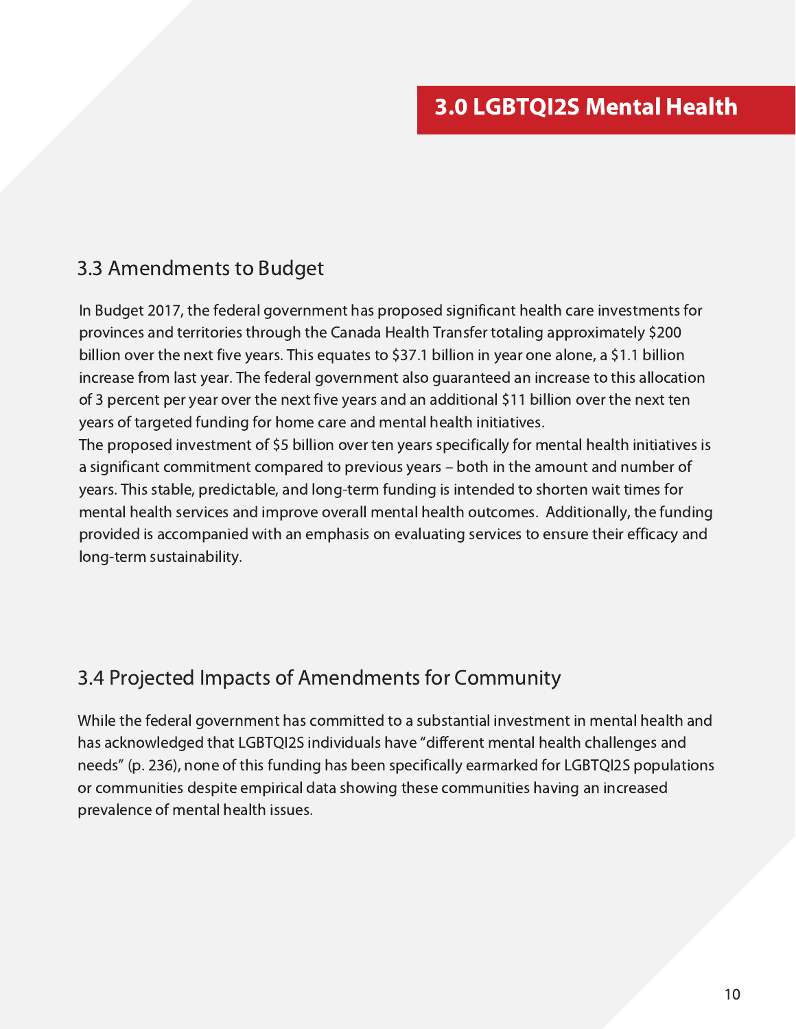# 3.0 LGBTQI2S Mental Health

## 3.3 Amendments to Budget

In Budget 2017, the federal government has proposed significant health care investments for provinces and territories through the Canada Health Transfer totaling approximately $200 billion over the next five years. This equates to $37.1 billion in year one alone, a $1.1 billion increase from last year. The federal government also guaranteed an increase to this allocation of 3 percent per year over the next five years and an additional $11 billion over the next ten years of targeted funding for home care and mental health initiatives.

The proposed investment of $5 billion over ten years specifically for mental health initiatives is a significant commitment compared to previous years – both in the amount and number of years. This stable, predictable, and long-term funding is intended to shorten wait times for mental health services and improve overall mental health outcomes. Additionally, the funding provided is accompanied with an emphasis on evaluating services to ensure their efficacy and long-term sustainability.

## 3.4 Projected Impacts of Amendments for Community

While the federal government has committed to a substantial investment in mental health and has acknowledged that LGBTQI2S individuals have "different mental health challenges and needs" (p. 236), none of this funding has been specifically earmarked for LGBTQI2S populations or communities despite empirical data showing these communities having an increased prevalence of mental health issues.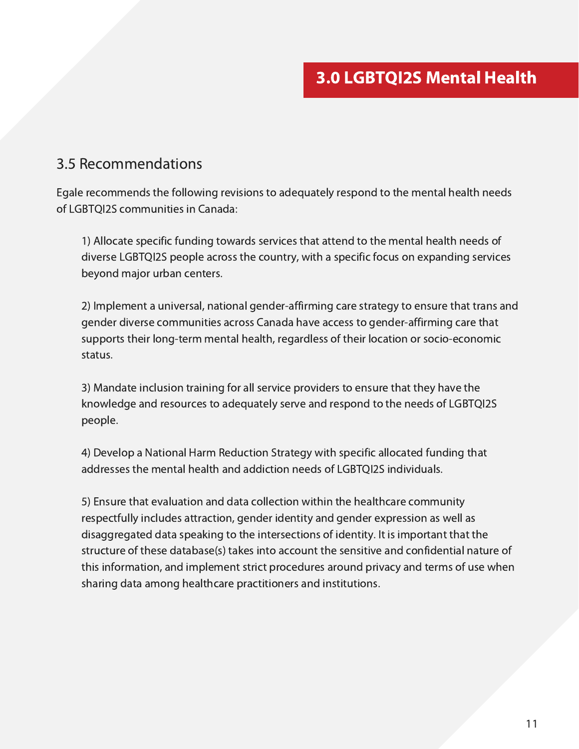# 3.0 LGBTQI2S Mental Health

## 3.5 Recommendations

Egale recommends the following revisions to adequately respond to the mental health needs of LGBTQI2S communities in Canada:

1) Allocate specific funding towards services that attend to the mental health needs of diverse LGBTQI2S people across the country, with a specific focus on expanding services beyond major urban centers.

2) Implement a universal, national gender-affirming care strategy to ensure that trans and gender diverse communities across Canada have access to gender-affirming care that supports their long-term mental health, regardless of their location or socio-economic status.

3) Mandate inclusion training for all service providers to ensure that they have the knowledge and resources to adequately serve and respond to the needs of LGBTQI2S people.

4) Develop a National Harm Reduction Strategy with specific allocated funding that addresses the mental health and addiction needs of LGBTQI2S individuals.

5) Ensure that evaluation and data collection within the healthcare community respectfully includes attraction, gender identity and gender expression as well as disaggregated data speaking to the intersections of identity. It is important that the structure of these database(s) takes into account the sensitive and confidential nature of this information, and implement strict procedures around privacy and terms of use when sharing data among healthcare practitioners and institutions.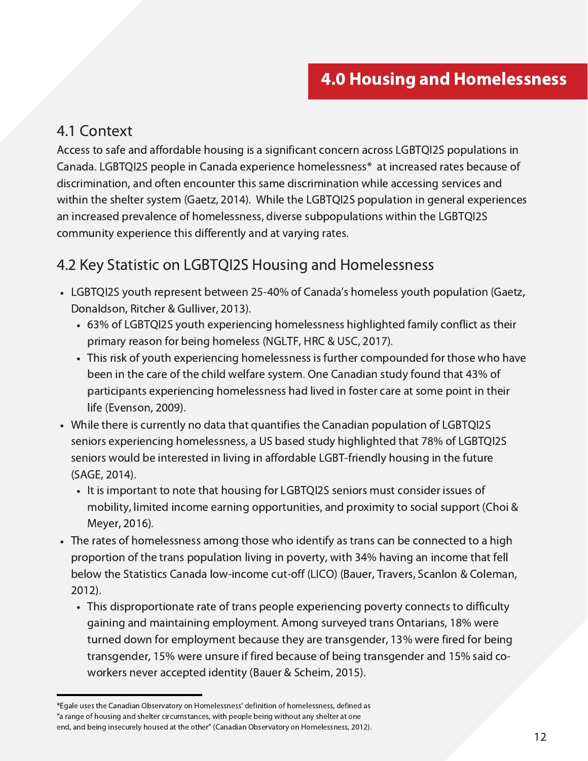# 4.0 Housing and Homelessness

## 4.1 Context

Access to safe and affordable housing is a significant concern across LGBTQI2S populations in Canada. LGBTQI2S people in Canada experience homelessness* at increased rates because of discrimination, and often encounter this same discrimination while accessing services and within the shelter system (Gaetz, 2014). While the LGBTQI2S population in general experiences an increased prevalence of homelessness, diverse subpopulations within the LGBTQI2S community experience this differently and at varying rates.

## 4.2 Key Statistic on LGBTQI2S Housing and Homelessness

- LGBTQI2S youth represent between 25-40% of Canada's homeless youth population (Gaetz, Donaldson, Ritcher & Gulliver, 2013).
  - 63% of LGBTQI2S youth experiencing homelessness highlighted family conflict as their primary reason for being homeless (NGLTF, HRC & USC, 2017).
  - This risk of youth experiencing homelessness is further compounded for those who have been in the care of the child welfare system. One Canadian study found that 43% of participants experiencing homelessness had lived in foster care at some point in their life (Evenson, 2009).
- While there is currently no data that quantifies the Canadian population of LGBTQI2S seniors experiencing homelessness, a US based study highlighted that 78% of LGBTQI2S seniors would be interested in living in affordable LGBT-friendly housing in the future (SAGE, 2014).
  - It is important to note that housing for LGBTQI2S seniors must consider issues of mobility, limited income earning opportunities, and proximity to social support (Choi & Meyer, 2016).
- The rates of homelessness among those who identify as trans can be connected to a high proportion of the trans population living in poverty, with 34% having an income that fell below the Statistics Canada low-income cut-off (LICO) (Bauer, Travers, Scanlon & Coleman, 2012).
  - This disproportionate rate of trans people experiencing poverty connects to difficulty gaining and maintaining employment. Among surveyed trans Ontarians, 18% were turned down for employment because they are transgender, 13% were fired for being transgender, 15% were unsure if fired because of being transgender and 15% said co-workers never accepted identity (Bauer & Scheim, 2015).

*Egale uses the Canadian Observatory on Homelessness' definition of homelessness, defined as "a range of housing and shelter circumstances, with people being without any shelter at one end, and being insecurely housed at the other" (Canadian Observatory on Homelessness, 2012).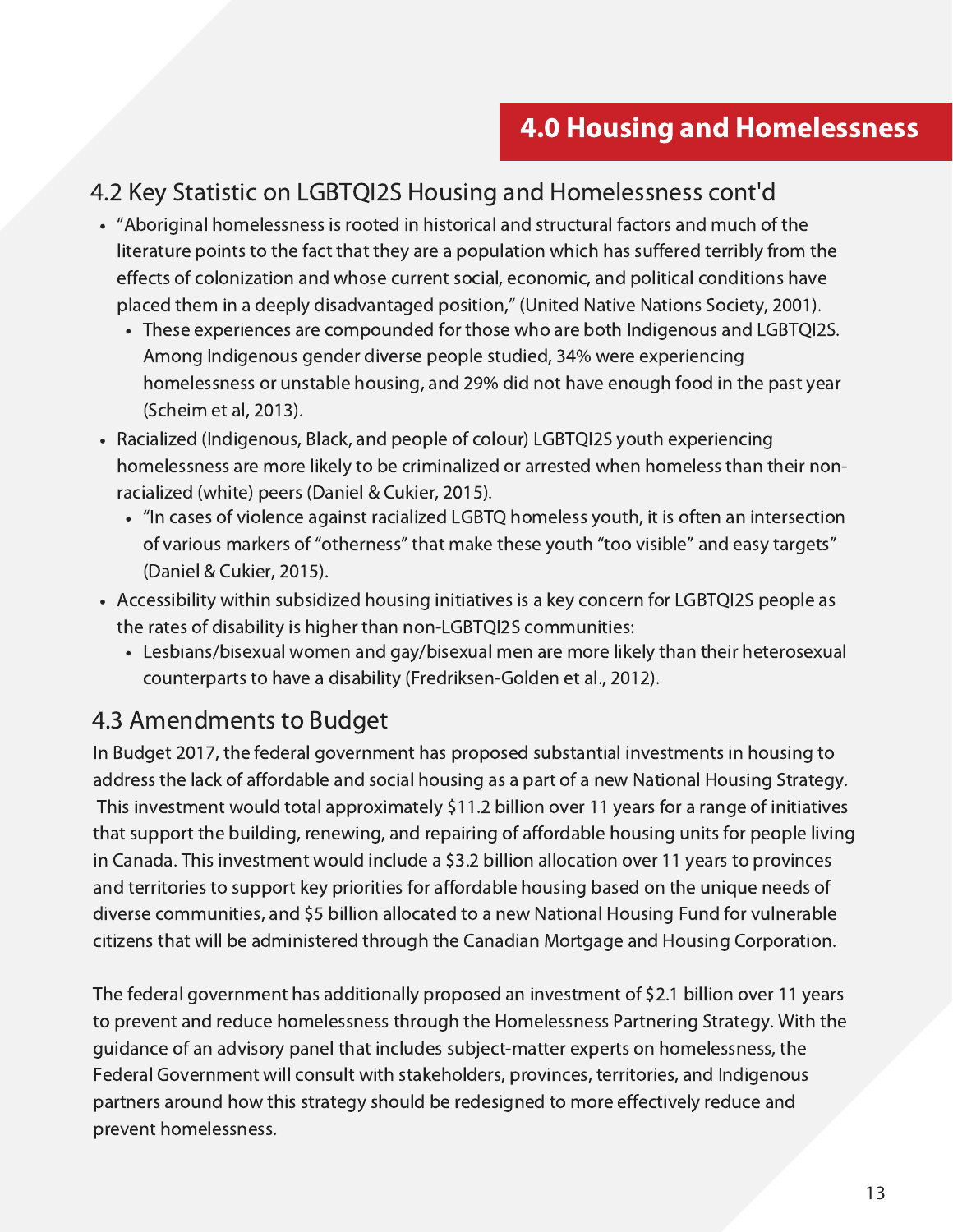# 4.0 Housing and Homelessness

## 4.2 Key Statistic on LGBTQI2S Housing and Homelessness cont'd

- "Aboriginal homelessness is rooted in historical and structural factors and much of the literature points to the fact that they are a population which has suffered terribly from the effects of colonization and whose current social, economic, and political conditions have placed them in a deeply disadvantaged position," (United Native Nations Society, 2001).
  - These experiences are compounded for those who are both Indigenous and LGBTQI2S. Among Indigenous gender diverse people studied, 34% were experiencing homelessness or unstable housing, and 29% did not have enough food in the past year (Scheim et al, 2013).
- Racialized (Indigenous, Black, and people of colour) LGBTQI2S youth experiencing homelessness are more likely to be criminalized or arrested when homeless than their non-racialized (white) peers (Daniel & Cukier, 2015).
  - "In cases of violence against racialized LGBTQ homeless youth, it is often an intersection of various markers of "otherness" that make these youth "too visible" and easy targets" (Daniel & Cukier, 2015).
- Accessibility within subsidized housing initiatives is a key concern for LGBTQI2S people as the rates of disability is higher than non-LGBTQI2S communities:
  - Lesbians/bisexual women and gay/bisexual men are more likely than their heterosexual counterparts to have a disability (Fredriksen-Golden et al., 2012).

## 4.3 Amendments to Budget

In Budget 2017, the federal government has proposed substantial investments in housing to address the lack of affordable and social housing as a part of a new National Housing Strategy. This investment would total approximately $11.2 billion over 11 years for a range of initiatives that support the building, renewing, and repairing of affordable housing units for people living in Canada. This investment would include a $3.2 billion allocation over 11 years to provinces and territories to support key priorities for affordable housing based on the unique needs of diverse communities, and $5 billion allocated to a new National Housing Fund for vulnerable citizens that will be administered through the Canadian Mortgage and Housing Corporation.

The federal government has additionally proposed an investment of $2.1 billion over 11 years to prevent and reduce homelessness through the Homelessness Partnering Strategy. With the guidance of an advisory panel that includes subject-matter experts on homelessness, the Federal Government will consult with stakeholders, provinces, territories, and Indigenous partners around how this strategy should be redesigned to more effectively reduce and prevent homelessness.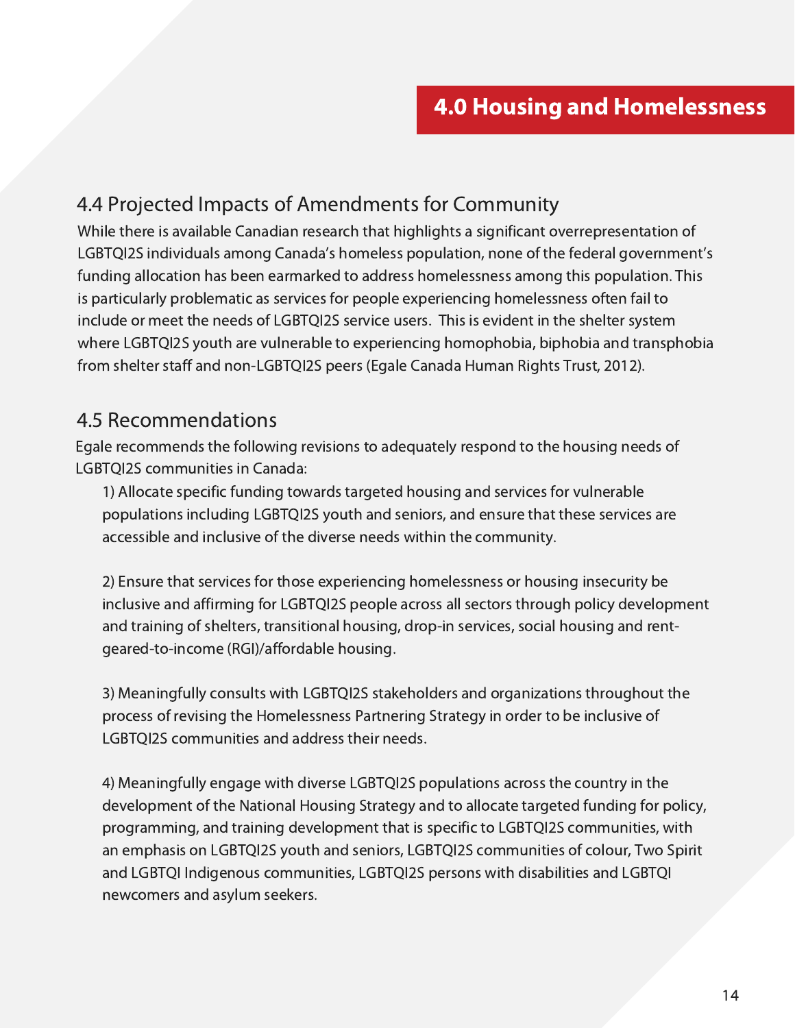# 4.0 Housing and Homelessness

## 4.4 Projected Impacts of Amendments for Community

While there is available Canadian research that highlights a significant overrepresentation of LGBTQI2S individuals among Canada's homeless population, none of the federal government's funding allocation has been earmarked to address homelessness among this population. This is particularly problematic as services for people experiencing homelessness often fail to include or meet the needs of LGBTQI2S service users. This is evident in the shelter system where LGBTQI2S youth are vulnerable to experiencing homophobia, biphobia and transphobia from shelter staff and non-LGBTQI2S peers (Egale Canada Human Rights Trust, 2012).

## 4.5 Recommendations

Egale recommends the following revisions to adequately respond to the housing needs of LGBTQI2S communities in Canada:

1) Allocate specific funding towards targeted housing and services for vulnerable populations including LGBTQI2S youth and seniors, and ensure that these services are accessible and inclusive of the diverse needs within the community.

2) Ensure that services for those experiencing homelessness or housing insecurity be inclusive and affirming for LGBTQI2S people across all sectors through policy development and training of shelters, transitional housing, drop-in services, social housing and rent-geared-to-income (RGI)/affordable housing.

3) Meaningfully consults with LGBTQI2S stakeholders and organizations throughout the process of revising the Homelessness Partnering Strategy in order to be inclusive of LGBTQI2S communities and address their needs.

4) Meaningfully engage with diverse LGBTQI2S populations across the country in the development of the National Housing Strategy and to allocate targeted funding for policy, programming, and training development that is specific to LGBTQI2S communities, with an emphasis on LGBTQI2S youth and seniors, LGBTQI2S communities of colour, Two Spirit and LGBTQI Indigenous communities, LGBTQI2S persons with disabilities and LGBTQI newcomers and asylum seekers.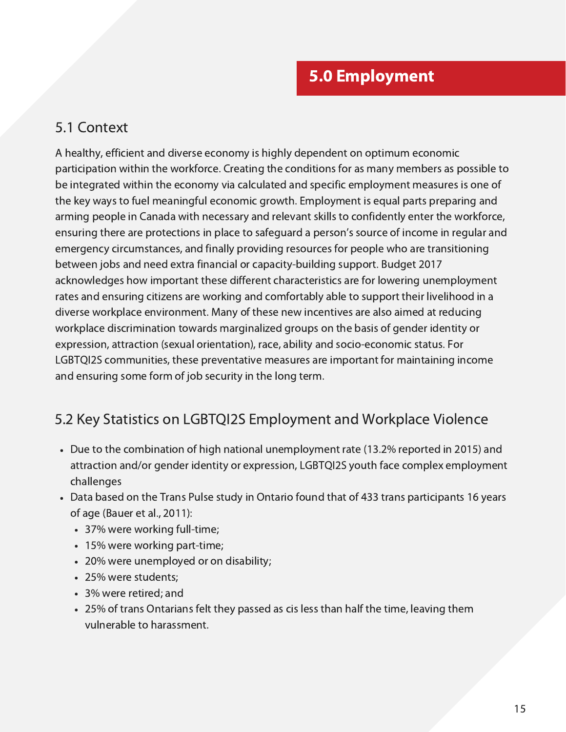# 5.0 Employment

## 5.1 Context

A healthy, efficient and diverse economy is highly dependent on optimum economic participation within the workforce. Creating the conditions for as many members as possible to be integrated within the economy via calculated and specific employment measures is one of the key ways to fuel meaningful economic growth. Employment is equal parts preparing and arming people in Canada with necessary and relevant skills to confidently enter the workforce, ensuring there are protections in place to safeguard a person's source of income in regular and emergency circumstances, and finally providing resources for people who are transitioning between jobs and need extra financial or capacity-building support. Budget 2017 acknowledges how important these different characteristics are for lowering unemployment rates and ensuring citizens are working and comfortably able to support their livelihood in a diverse workplace environment. Many of these new incentives are also aimed at reducing workplace discrimination towards marginalized groups on the basis of gender identity or expression, attraction (sexual orientation), race, ability and socio-economic status. For LGBTQI2S communities, these preventative measures are important for maintaining income and ensuring some form of job security in the long term.

## 5.2 Key Statistics on LGBTQI2S Employment and Workplace Violence

- Due to the combination of high national unemployment rate (13.2% reported in 2015) and attraction and/or gender identity or expression, LGBTQI2S youth face complex employment challenges
- Data based on the Trans Pulse study in Ontario found that of 433 trans participants 16 years of age (Bauer et al., 2011):
  - 37% were working full-time;
  - 15% were working part-time;
  - 20% were unemployed or on disability;
  - 25% were students;
  - 3% were retired; and
  - 25% of trans Ontarians felt they passed as cis less than half the time, leaving them vulnerable to harassment.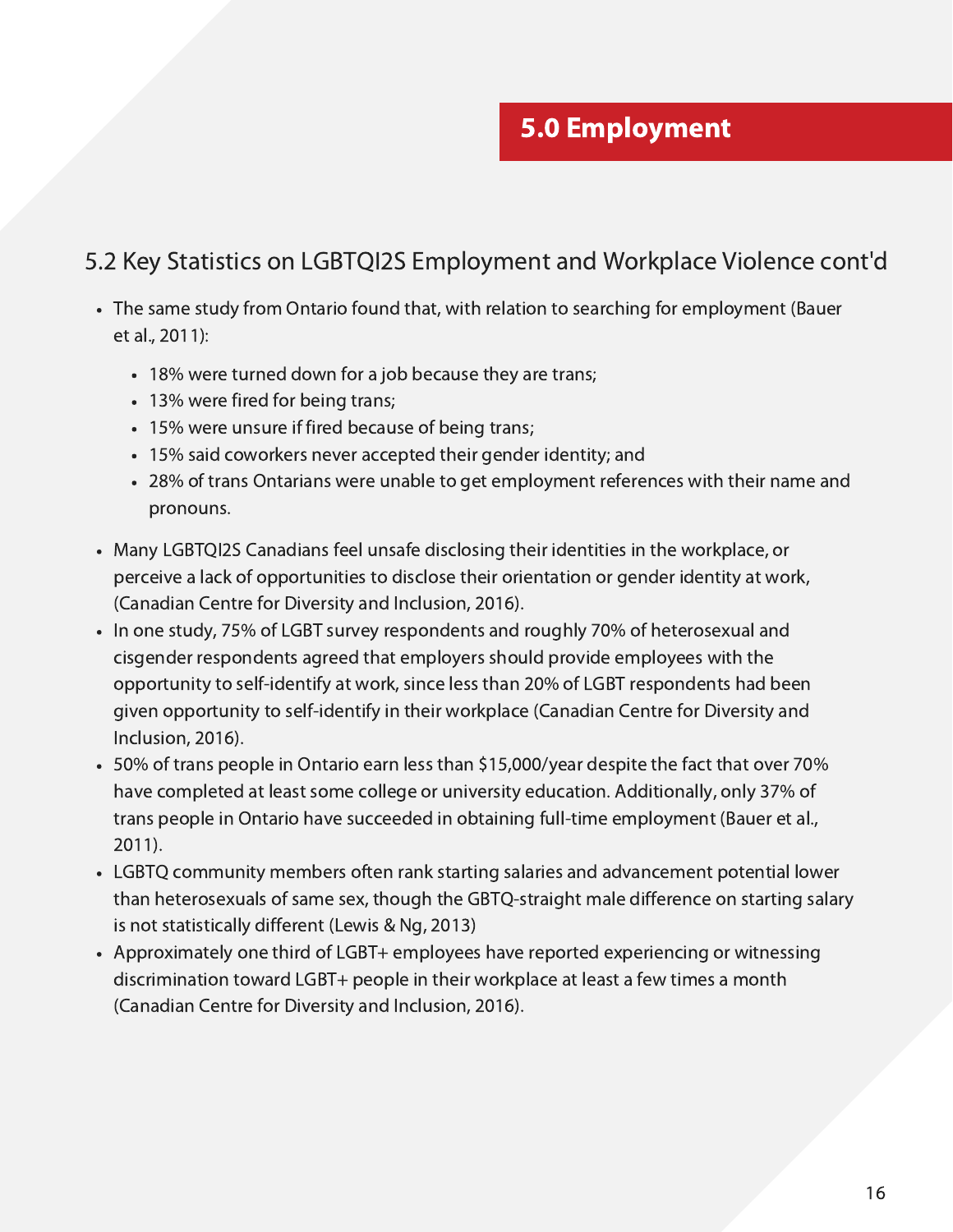# 5.0 Employment

## 5.2 Key Statistics on LGBTQI2S Employment and Workplace Violence cont'd

- The same study from Ontario found that, with relation to searching for employment (Bauer et al., 2011):
  - 18% were turned down for a job because they are trans;
  - 13% were fired for being trans;
  - 15% were unsure if fired because of being trans;
  - 15% said coworkers never accepted their gender identity; and
  - 28% of trans Ontarians were unable to get employment references with their name and pronouns.
- Many LGBTQI2S Canadians feel unsafe disclosing their identities in the workplace, or perceive a lack of opportunities to disclose their orientation or gender identity at work, (Canadian Centre for Diversity and Inclusion, 2016).
- In one study, 75% of LGBT survey respondents and roughly 70% of heterosexual and cisgender respondents agreed that employers should provide employees with the opportunity to self-identify at work, since less than 20% of LGBT respondents had been given opportunity to self-identify in their workplace (Canadian Centre for Diversity and Inclusion, 2016).
- 50% of trans people in Ontario earn less than $15,000/year despite the fact that over 70% have completed at least some college or university education. Additionally, only 37% of trans people in Ontario have succeeded in obtaining full-time employment (Bauer et al., 2011).
- LGBTQ community members often rank starting salaries and advancement potential lower than heterosexuals of same sex, though the GBTQ-straight male difference on starting salary is not statistically different (Lewis & Ng, 2013)
- Approximately one third of LGBT+ employees have reported experiencing or witnessing discrimination toward LGBT+ people in their workplace at least a few times a month (Canadian Centre for Diversity and Inclusion, 2016).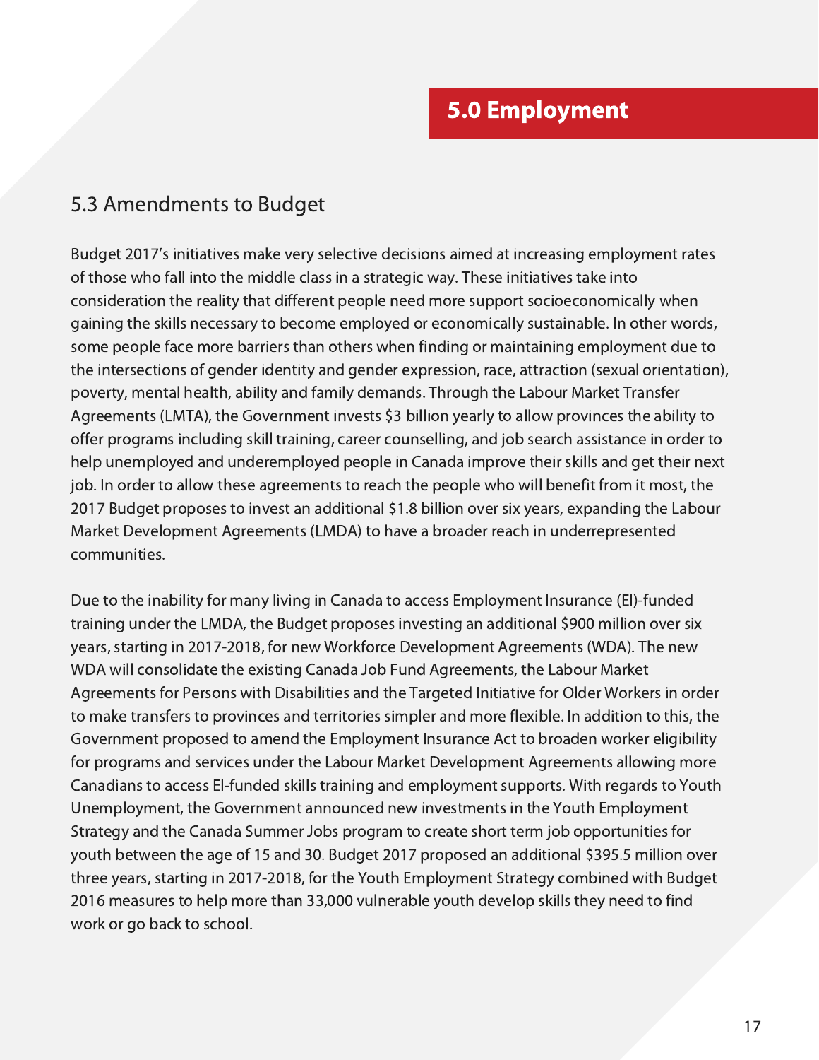# 5.0 Employment

## 5.3 Amendments to Budget

Budget 2017's initiatives make very selective decisions aimed at increasing employment rates of those who fall into the middle class in a strategic way. These initiatives take into consideration the reality that different people need more support socioeconomically when gaining the skills necessary to become employed or economically sustainable. In other words, some people face more barriers than others when finding or maintaining employment due to the intersections of gender identity and gender expression, race, attraction (sexual orientation), poverty, mental health, ability and family demands. Through the Labour Market Transfer Agreements (LMTA), the Government invests $3 billion yearly to allow provinces the ability to offer programs including skill training, career counselling, and job search assistance in order to help unemployed and underemployed people in Canada improve their skills and get their next job. In order to allow these agreements to reach the people who will benefit from it most, the 2017 Budget proposes to invest an additional $1.8 billion over six years, expanding the Labour Market Development Agreements (LMDA) to have a broader reach in underrepresented communities.

Due to the inability for many living in Canada to access Employment Insurance (EI)-funded training under the LMDA, the Budget proposes investing an additional $900 million over six years, starting in 2017-2018, for new Workforce Development Agreements (WDA). The new WDA will consolidate the existing Canada Job Fund Agreements, the Labour Market Agreements for Persons with Disabilities and the Targeted Initiative for Older Workers in order to make transfers to provinces and territories simpler and more flexible. In addition to this, the Government proposed to amend the Employment Insurance Act to broaden worker eligibility for programs and services under the Labour Market Development Agreements allowing more Canadians to access EI-funded skills training and employment supports. With regards to Youth Unemployment, the Government announced new investments in the Youth Employment Strategy and the Canada Summer Jobs program to create short term job opportunities for youth between the age of 15 and 30. Budget 2017 proposed an additional $395.5 million over three years, starting in 2017-2018, for the Youth Employment Strategy combined with Budget 2016 measures to help more than 33,000 vulnerable youth develop skills they need to find work or go back to school.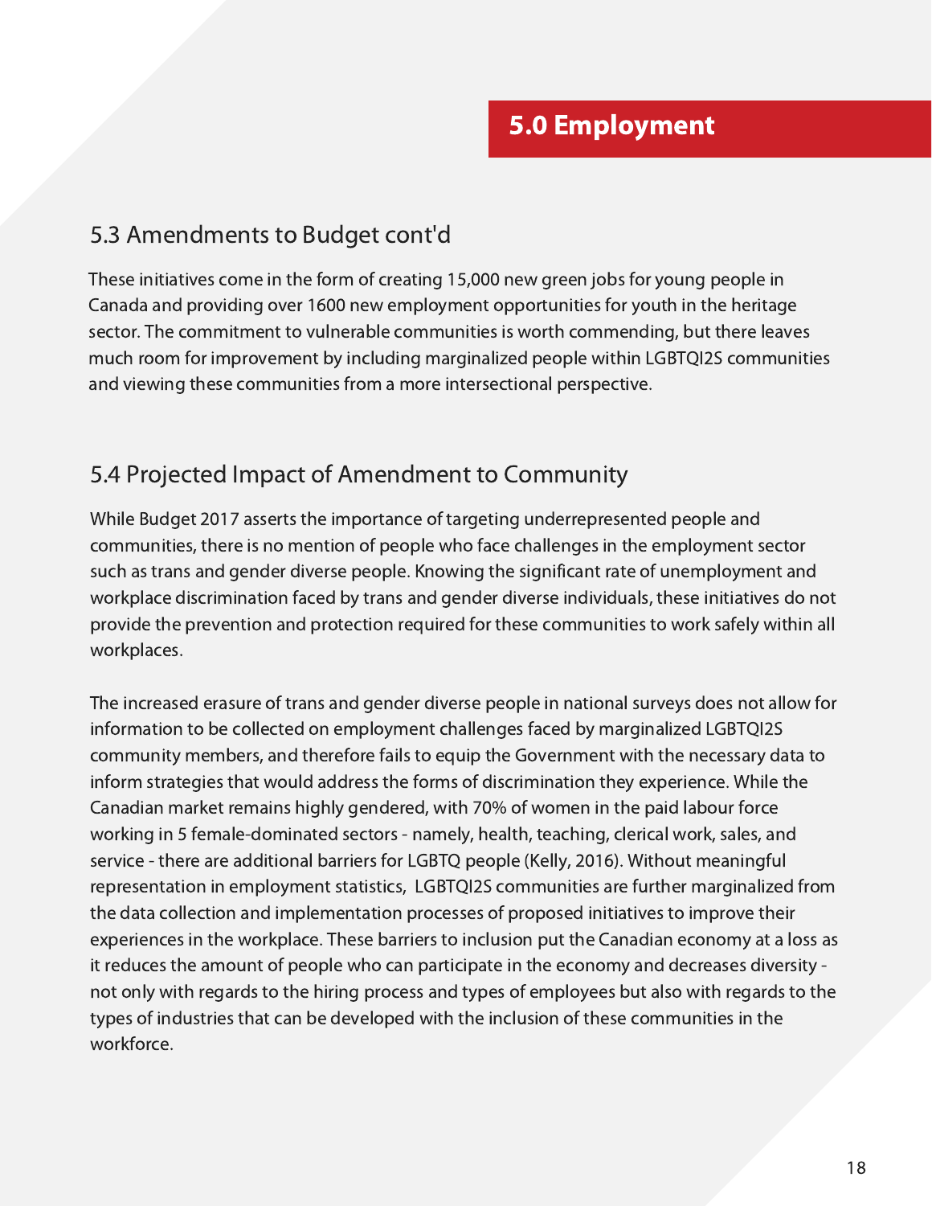# 5.0 Employment

## 5.3 Amendments to Budget cont'd

These initiatives come in the form of creating 15,000 new green jobs for young people in Canada and providing over 1600 new employment opportunities for youth in the heritage sector. The commitment to vulnerable communities is worth commending, but there leaves much room for improvement by including marginalized people within LGBTQI2S communities and viewing these communities from a more intersectional perspective.

## 5.4 Projected Impact of Amendment to Community

While Budget 2017 asserts the importance of targeting underrepresented people and communities, there is no mention of people who face challenges in the employment sector such as trans and gender diverse people. Knowing the significant rate of unemployment and workplace discrimination faced by trans and gender diverse individuals, these initiatives do not provide the prevention and protection required for these communities to work safely within all workplaces.

The increased erasure of trans and gender diverse people in national surveys does not allow for information to be collected on employment challenges faced by marginalized LGBTQI2S community members, and therefore fails to equip the Government with the necessary data to inform strategies that would address the forms of discrimination they experience. While the Canadian market remains highly gendered, with 70% of women in the paid labour force working in 5 female-dominated sectors - namely, health, teaching, clerical work, sales, and service - there are additional barriers for LGBTQ people (Kelly, 2016). Without meaningful representation in employment statistics, LGBTQI2S communities are further marginalized from the data collection and implementation processes of proposed initiatives to improve their experiences in the workplace. These barriers to inclusion put the Canadian economy at a loss as it reduces the amount of people who can participate in the economy and decreases diversity - not only with regards to the hiring process and types of employees but also with regards to the types of industries that can be developed with the inclusion of these communities in the workforce.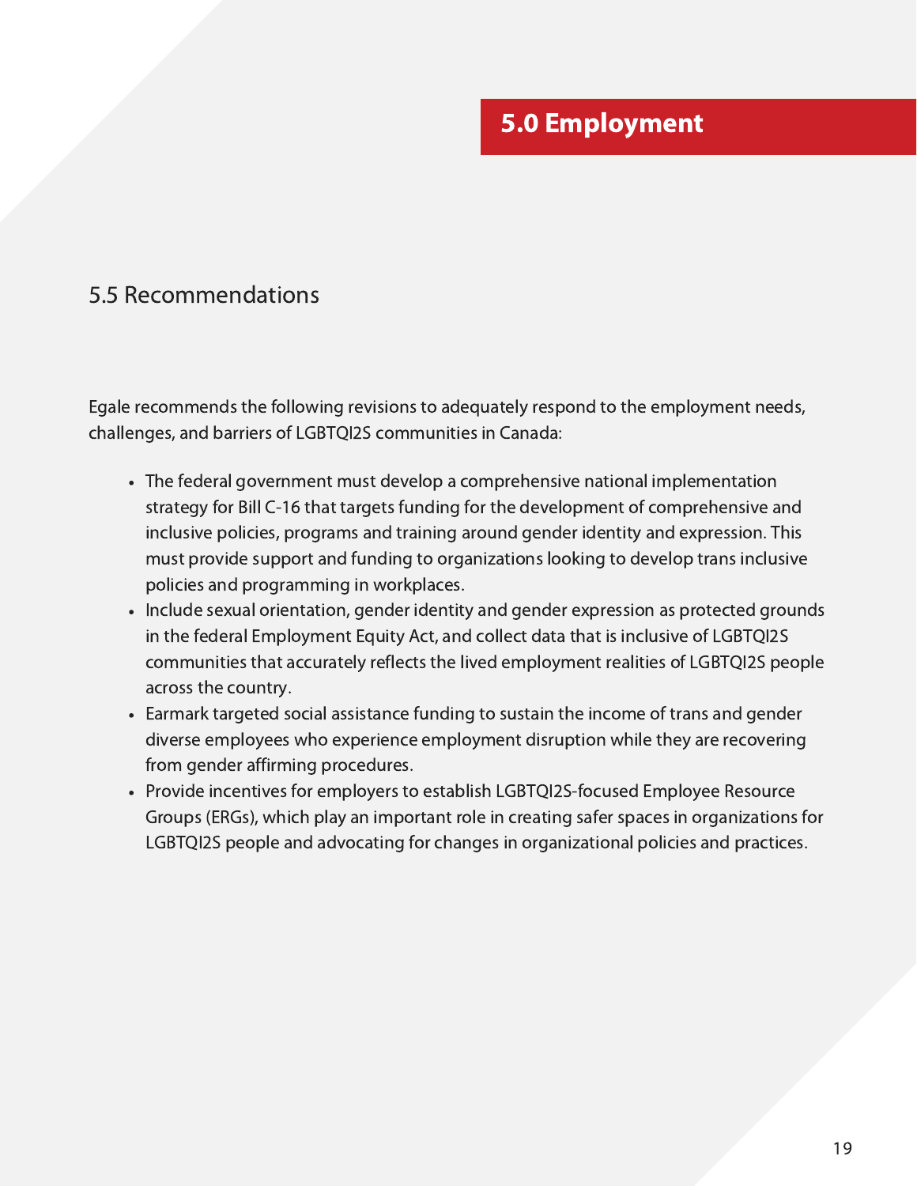# 5.0 Employment

## 5.5 Recommendations

Egale recommends the following revisions to adequately respond to the employment needs, challenges, and barriers of LGBTQI2S communities in Canada:

- The federal government must develop a comprehensive national implementation strategy for Bill C-16 that targets funding for the development of comprehensive and inclusive policies, programs and training around gender identity and expression. This must provide support and funding to organizations looking to develop trans inclusive policies and programming in workplaces.
- Include sexual orientation, gender identity and gender expression as protected grounds in the federal Employment Equity Act, and collect data that is inclusive of LGBTQI2S communities that accurately reflects the lived employment realities of LGBTQI2S people across the country.
- Earmark targeted social assistance funding to sustain the income of trans and gender diverse employees who experience employment disruption while they are recovering from gender affirming procedures.
- Provide incentives for employers to establish LGBTQI2S-focused Employee Resource Groups (ERGs), which play an important role in creating safer spaces in organizations for LGBTQI2S people and advocating for changes in organizational policies and practices.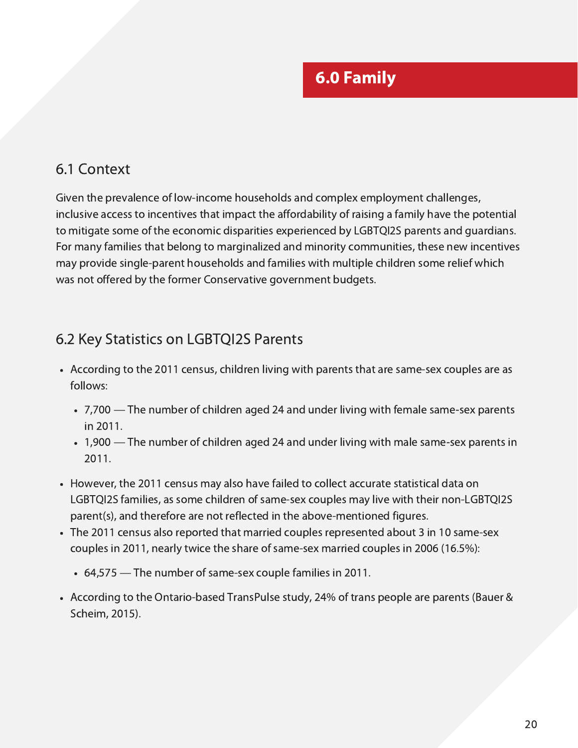# 6.0 Family

## 6.1 Context

Given the prevalence of low-income households and complex employment challenges, inclusive access to incentives that impact the affordability of raising a family have the potential to mitigate some of the economic disparities experienced by LGBTQI2S parents and guardians. For many families that belong to marginalized and minority communities, these new incentives may provide single-parent households and families with multiple children some relief which was not offered by the former Conservative government budgets.

## 6.2 Key Statistics on LGBTQI2S Parents

- According to the 2011 census, children living with parents that are same-sex couples are as follows:
  - 7,700 — The number of children aged 24 and under living with female same-sex parents in 2011.
  - 1,900 — The number of children aged 24 and under living with male same-sex parents in 2011.
- However, the 2011 census may also have failed to collect accurate statistical data on LGBTQI2S families, as some children of same-sex couples may live with their non-LGBTQI2S parent(s), and therefore are not reflected in the above-mentioned figures.
- The 2011 census also reported that married couples represented about 3 in 10 same-sex couples in 2011, nearly twice the share of same-sex married couples in 2006 (16.5%):
  - 64,575 — The number of same-sex couple families in 2011.
- According to the Ontario-based TransPulse study, 24% of trans people are parents (Bauer & Scheim, 2015).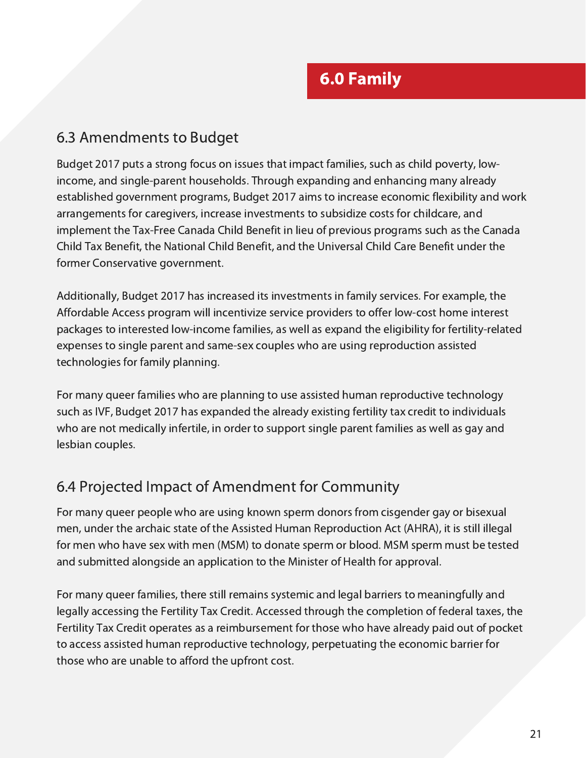# 6.0 Family

## 6.3 Amendments to Budget

Budget 2017 puts a strong focus on issues that impact families, such as child poverty, low-income, and single-parent households. Through expanding and enhancing many already established government programs, Budget 2017 aims to increase economic flexibility and work arrangements for caregivers, increase investments to subsidize costs for childcare, and implement the Tax-Free Canada Child Benefit in lieu of previous programs such as the Canada Child Tax Benefit, the National Child Benefit, and the Universal Child Care Benefit under the former Conservative government.

Additionally, Budget 2017 has increased its investments in family services. For example, the Affordable Access program will incentivize service providers to offer low-cost home interest packages to interested low-income families, as well as expand the eligibility for fertility-related expenses to single parent and same-sex couples who are using reproduction assisted technologies for family planning.

For many queer families who are planning to use assisted human reproductive technology such as IVF, Budget 2017 has expanded the already existing fertility tax credit to individuals who are not medically infertile, in order to support single parent families as well as gay and lesbian couples.

## 6.4 Projected Impact of Amendment for Community

For many queer people who are using known sperm donors from cisgender gay or bisexual men, under the archaic state of the Assisted Human Reproduction Act (AHRA), it is still illegal for men who have sex with men (MSM) to donate sperm or blood. MSM sperm must be tested and submitted alongside an application to the Minister of Health for approval.

For many queer families, there still remains systemic and legal barriers to meaningfully and legally accessing the Fertility Tax Credit. Accessed through the completion of federal taxes, the Fertility Tax Credit operates as a reimbursement for those who have already paid out of pocket to access assisted human reproductive technology, perpetuating the economic barrier for those who are unable to afford the upfront cost.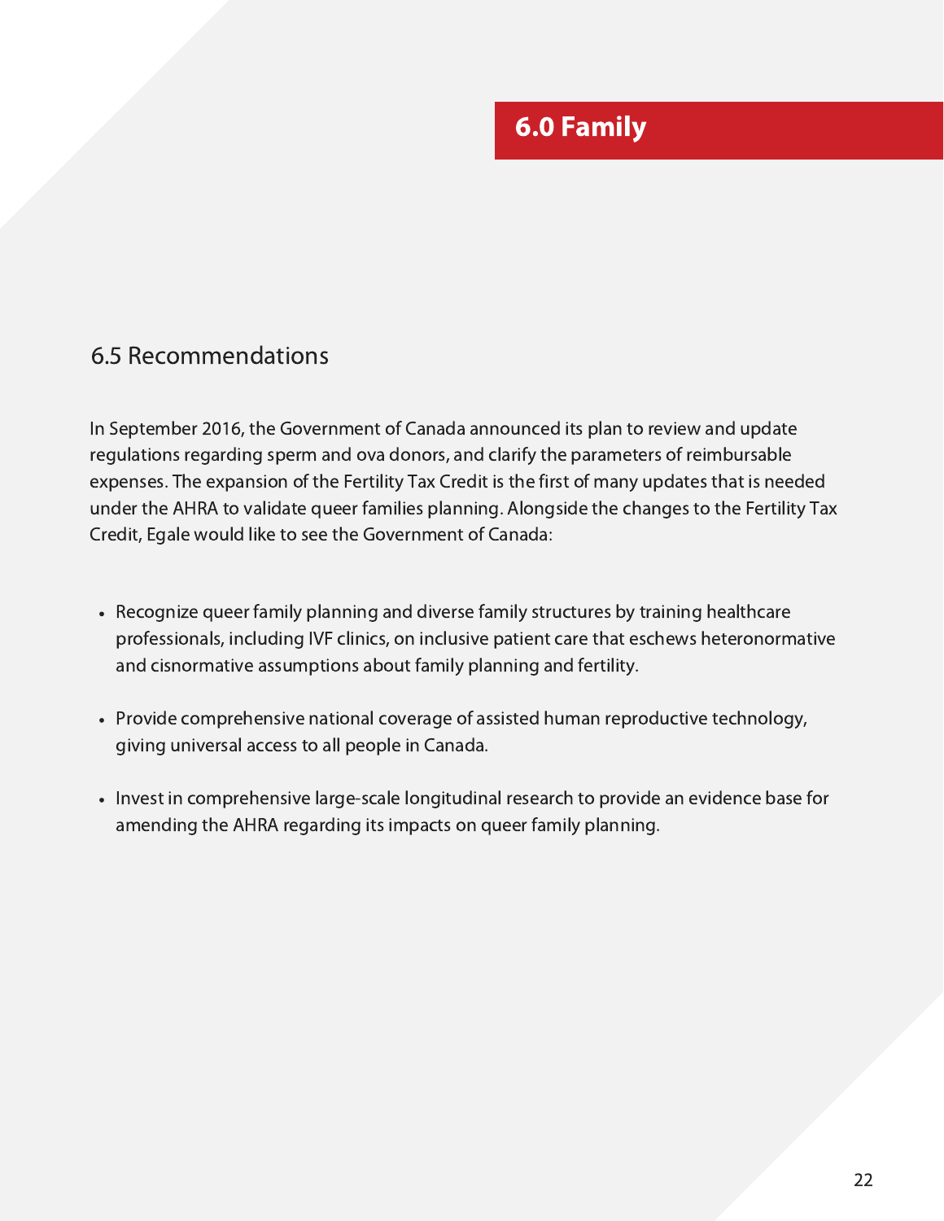# 6.0 Family

## 6.5 Recommendations

In September 2016, the Government of Canada announced its plan to review and update regulations regarding sperm and ova donors, and clarify the parameters of reimbursable expenses. The expansion of the Fertility Tax Credit is the first of many updates that is needed under the AHRA to validate queer families planning. Alongside the changes to the Fertility Tax Credit, Egale would like to see the Government of Canada:

- Recognize queer family planning and diverse family structures by training healthcare professionals, including IVF clinics, on inclusive patient care that eschews heteronormative and cisnormative assumptions about family planning and fertility.
- Provide comprehensive national coverage of assisted human reproductive technology, giving universal access to all people in Canada.
- Invest in comprehensive large-scale longitudinal research to provide an evidence base for amending the AHRA regarding its impacts on queer family planning.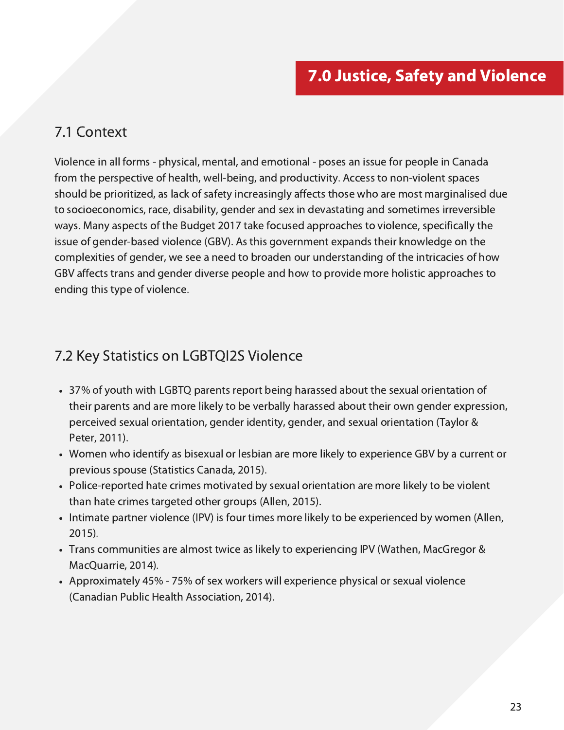# 7.0 Justice, Safety and Violence

## 7.1 Context

Violence in all forms - physical, mental, and emotional - poses an issue for people in Canada from the perspective of health, well-being, and productivity. Access to non-violent spaces should be prioritized, as lack of safety increasingly affects those who are most marginalised due to socioeconomics, race, disability, gender and sex in devastating and sometimes irreversible ways. Many aspects of the Budget 2017 take focused approaches to violence, specifically the issue of gender-based violence (GBV). As this government expands their knowledge on the complexities of gender, we see a need to broaden our understanding of the intricacies of how GBV affects trans and gender diverse people and how to provide more holistic approaches to ending this type of violence.

## 7.2 Key Statistics on LGBTQI2S Violence

- 37% of youth with LGBTQ parents report being harassed about the sexual orientation of their parents and are more likely to be verbally harassed about their own gender expression, perceived sexual orientation, gender identity, gender, and sexual orientation (Taylor & Peter, 2011).
- Women who identify as bisexual or lesbian are more likely to experience GBV by a current or previous spouse (Statistics Canada, 2015).
- Police-reported hate crimes motivated by sexual orientation are more likely to be violent than hate crimes targeted other groups (Allen, 2015).
- Intimate partner violence (IPV) is four times more likely to be experienced by women (Allen, 2015).
- Trans communities are almost twice as likely to experiencing IPV (Wathen, MacGregor & MacQuarrie, 2014).
- Approximately 45% - 75% of sex workers will experience physical or sexual violence (Canadian Public Health Association, 2014).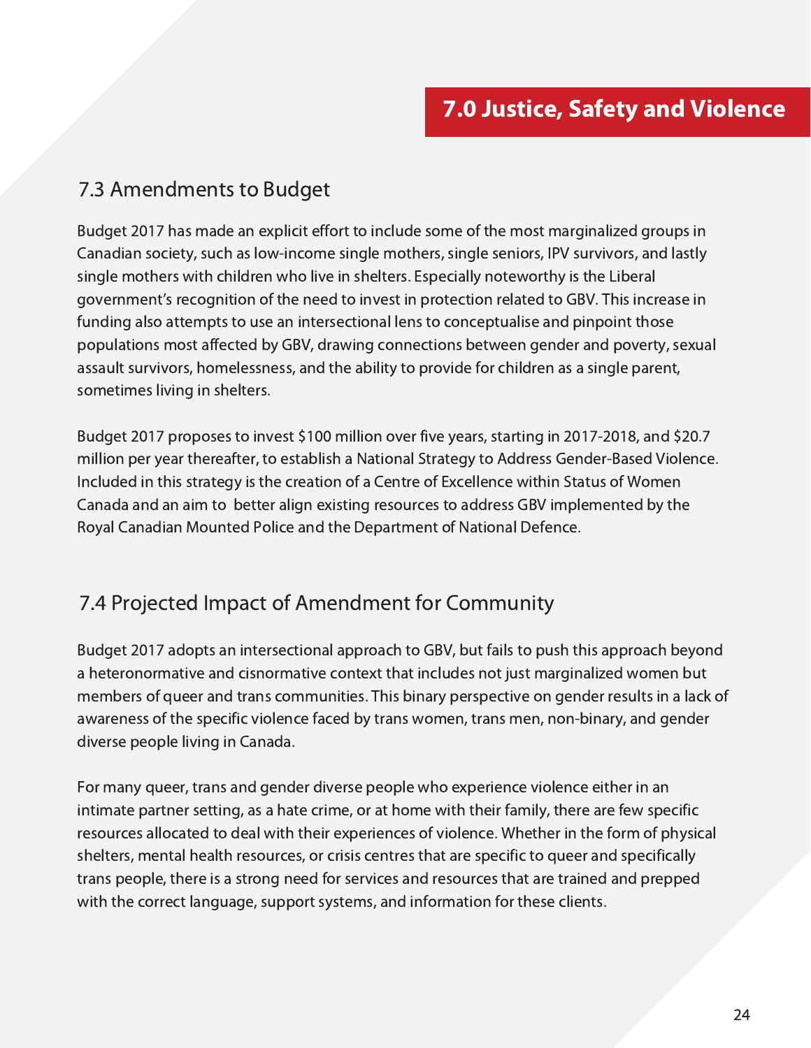# 7.0 Justice, Safety and Violence

## 7.3 Amendments to Budget

Budget 2017 has made an explicit effort to include some of the most marginalized groups in Canadian society, such as low-income single mothers, single seniors, IPV survivors, and lastly single mothers with children who live in shelters. Especially noteworthy is the Liberal government's recognition of the need to invest in protection related to GBV. This increase in funding also attempts to use an intersectional lens to conceptualise and pinpoint those populations most affected by GBV, drawing connections between gender and poverty, sexual assault survivors, homelessness, and the ability to provide for children as a single parent, sometimes living in shelters.

Budget 2017 proposes to invest $100 million over five years, starting in 2017-2018, and $20.7 million per year thereafter, to establish a National Strategy to Address Gender-Based Violence. Included in this strategy is the creation of a Centre of Excellence within Status of Women Canada and an aim to better align existing resources to address GBV implemented by the Royal Canadian Mounted Police and the Department of National Defence.

## 7.4 Projected Impact of Amendment for Community

Budget 2017 adopts an intersectional approach to GBV, but fails to push this approach beyond a heteronormative and cisnormative context that includes not just marginalized women but members of queer and trans communities. This binary perspective on gender results in a lack of awareness of the specific violence faced by trans women, trans men, non-binary, and gender diverse people living in Canada.

For many queer, trans and gender diverse people who experience violence either in an intimate partner setting, as a hate crime, or at home with their family, there are few specific resources allocated to deal with their experiences of violence. Whether in the form of physical shelters, mental health resources, or crisis centres that are specific to queer and specifically trans people, there is a strong need for services and resources that are trained and prepped with the correct language, support systems, and information for these clients.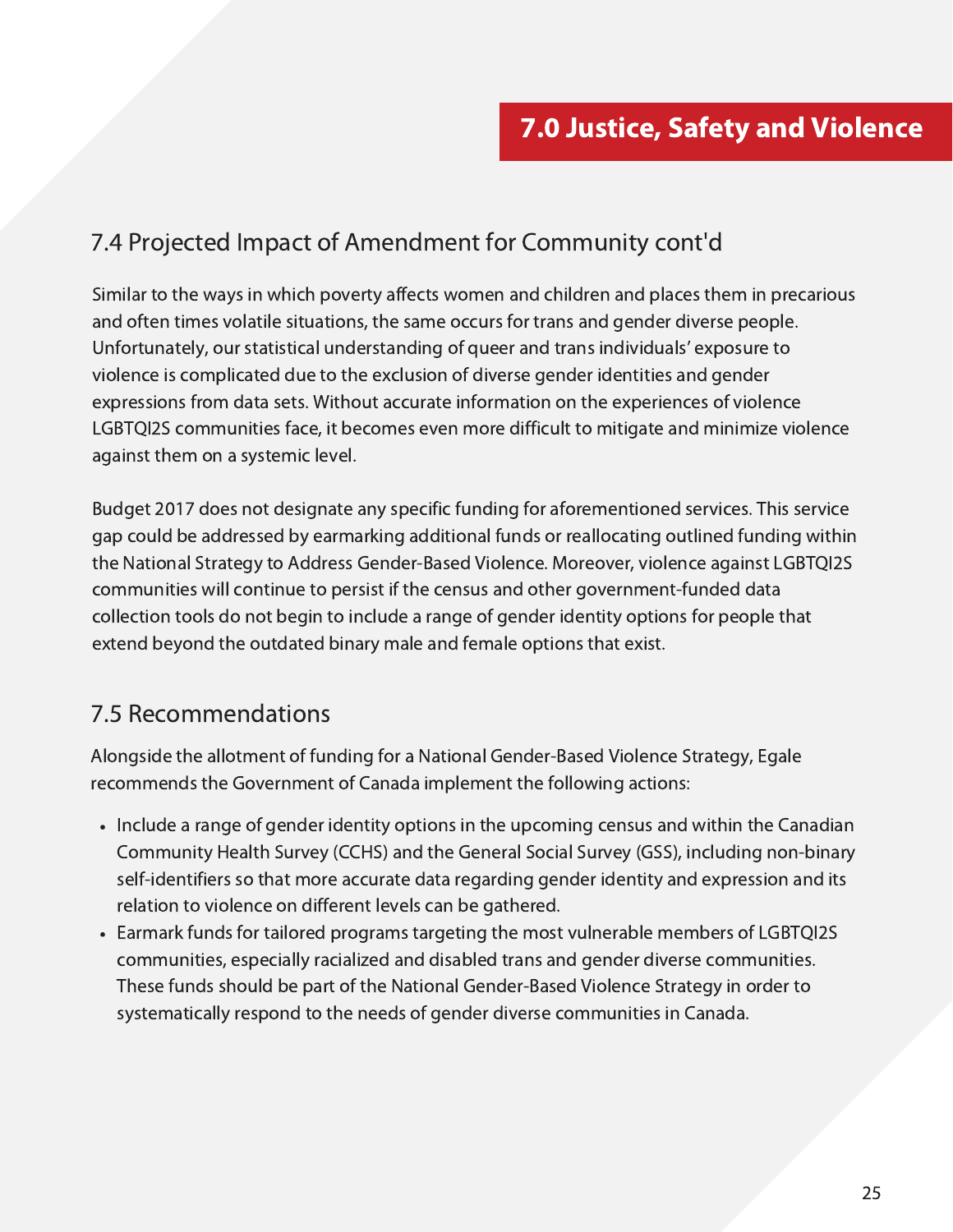# 7.0 Justice, Safety and Violence

## 7.4 Projected Impact of Amendment for Community cont'd

Similar to the ways in which poverty affects women and children and places them in precarious and often times volatile situations, the same occurs for trans and gender diverse people. Unfortunately, our statistical understanding of queer and trans individuals' exposure to violence is complicated due to the exclusion of diverse gender identities and gender expressions from data sets. Without accurate information on the experiences of violence LGBTQI2S communities face, it becomes even more difficult to mitigate and minimize violence against them on a systemic level.

Budget 2017 does not designate any specific funding for aforementioned services. This service gap could be addressed by earmarking additional funds or reallocating outlined funding within the National Strategy to Address Gender-Based Violence. Moreover, violence against LGBTQI2S communities will continue to persist if the census and other government-funded data collection tools do not begin to include a range of gender identity options for people that extend beyond the outdated binary male and female options that exist.

## 7.5 Recommendations

Alongside the allotment of funding for a National Gender-Based Violence Strategy, Egale recommends the Government of Canada implement the following actions:

- Include a range of gender identity options in the upcoming census and within the Canadian Community Health Survey (CCHS) and the General Social Survey (GSS), including non-binary self-identifiers so that more accurate data regarding gender identity and expression and its relation to violence on different levels can be gathered.
- Earmark funds for tailored programs targeting the most vulnerable members of LGBTQI2S communities, especially racialized and disabled trans and gender diverse communities. These funds should be part of the National Gender-Based Violence Strategy in order to systematically respond to the needs of gender diverse communities in Canada.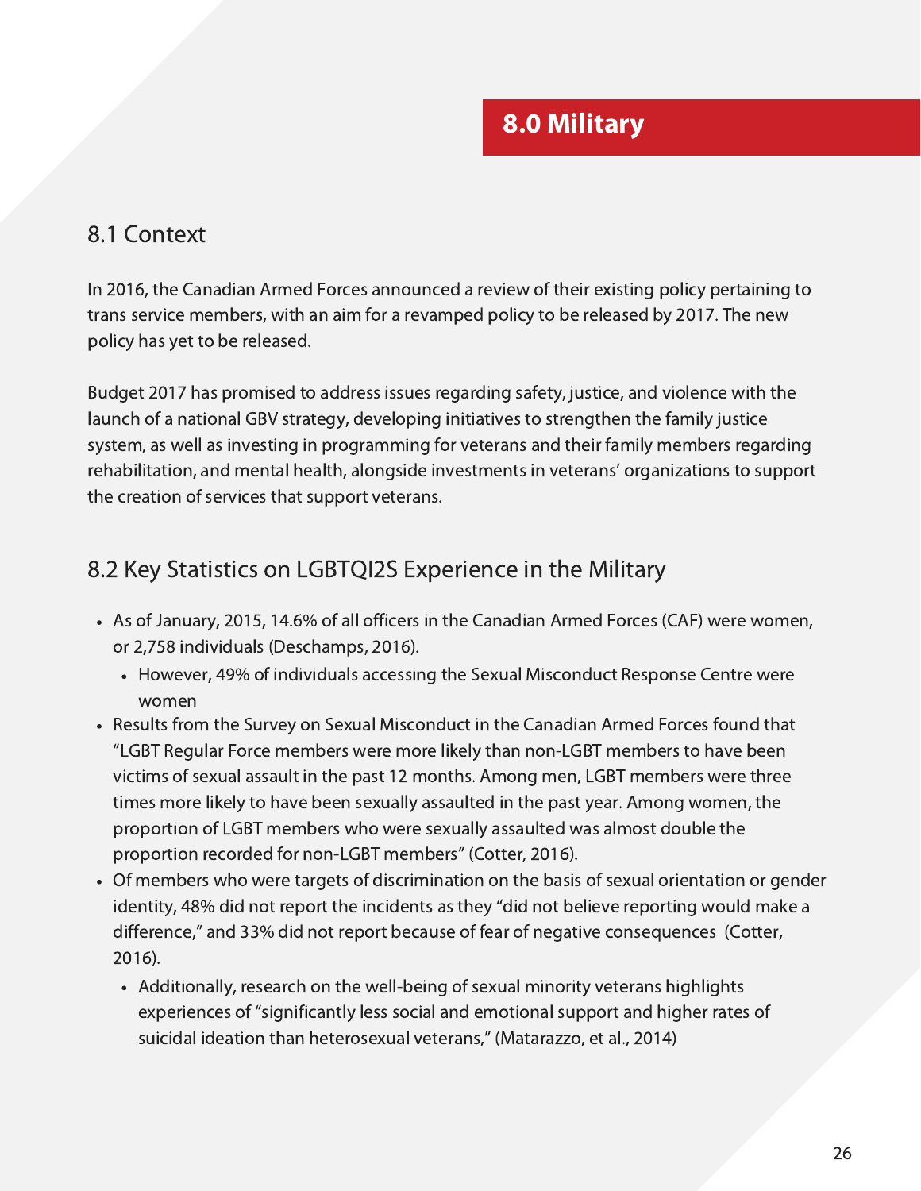# 8.0 Military

## 8.1 Context

In 2016, the Canadian Armed Forces announced a review of their existing policy pertaining to trans service members, with an aim for a revamped policy to be released by 2017. The new policy has yet to be released.

Budget 2017 has promised to address issues regarding safety, justice, and violence with the launch of a national GBV strategy, developing initiatives to strengthen the family justice system, as well as investing in programming for veterans and their family members regarding rehabilitation, and mental health, alongside investments in veterans' organizations to support the creation of services that support veterans.

## 8.2 Key Statistics on LGBTQI2S Experience in the Military

- As of January, 2015, 14.6% of all officers in the Canadian Armed Forces (CAF) were women, or 2,758 individuals (Deschamps, 2016).
  - However, 49% of individuals accessing the Sexual Misconduct Response Centre were women
- Results from the Survey on Sexual Misconduct in the Canadian Armed Forces found that "LGBT Regular Force members were more likely than non-LGBT members to have been victims of sexual assault in the past 12 months. Among men, LGBT members were three times more likely to have been sexually assaulted in the past year. Among women, the proportion of LGBT members who were sexually assaulted was almost double the proportion recorded for non-LGBT members" (Cotter, 2016).
- Of members who were targets of discrimination on the basis of sexual orientation or gender identity, 48% did not report the incidents as they "did not believe reporting would make a difference," and 33% did not report because of fear of negative consequences (Cotter, 2016).
  - Additionally, research on the well-being of sexual minority veterans highlights experiences of "significantly less social and emotional support and higher rates of suicidal ideation than heterosexual veterans," (Matarazzo, et al., 2014)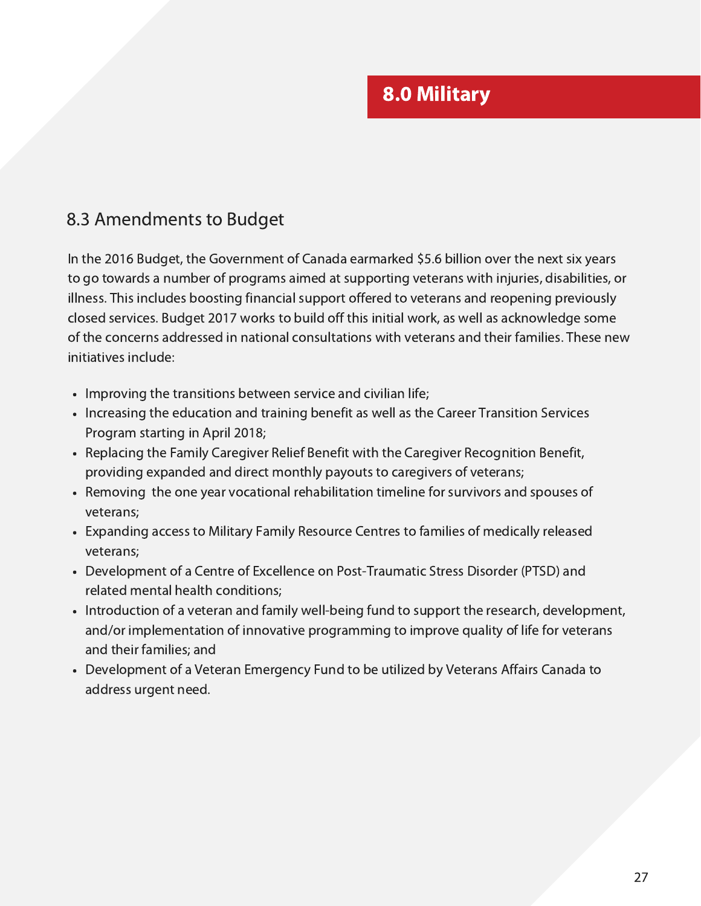# 8.0 Military

## 8.3 Amendments to Budget

In the 2016 Budget, the Government of Canada earmarked $5.6 billion over the next six years to go towards a number of programs aimed at supporting veterans with injuries, disabilities, or illness. This includes boosting financial support offered to veterans and reopening previously closed services. Budget 2017 works to build off this initial work, as well as acknowledge some of the concerns addressed in national consultations with veterans and their families. These new initiatives include:

- Improving the transitions between service and civilian life;
- Increasing the education and training benefit as well as the Career Transition Services Program starting in April 2018;
- Replacing the Family Caregiver Relief Benefit with the Caregiver Recognition Benefit, providing expanded and direct monthly payouts to caregivers of veterans;
- Removing the one year vocational rehabilitation timeline for survivors and spouses of veterans;
- Expanding access to Military Family Resource Centres to families of medically released veterans;
- Development of a Centre of Excellence on Post-Traumatic Stress Disorder (PTSD) and related mental health conditions;
- Introduction of a veteran and family well-being fund to support the research, development, and/or implementation of innovative programming to improve quality of life for veterans and their families; and
- Development of a Veteran Emergency Fund to be utilized by Veterans Affairs Canada to address urgent need.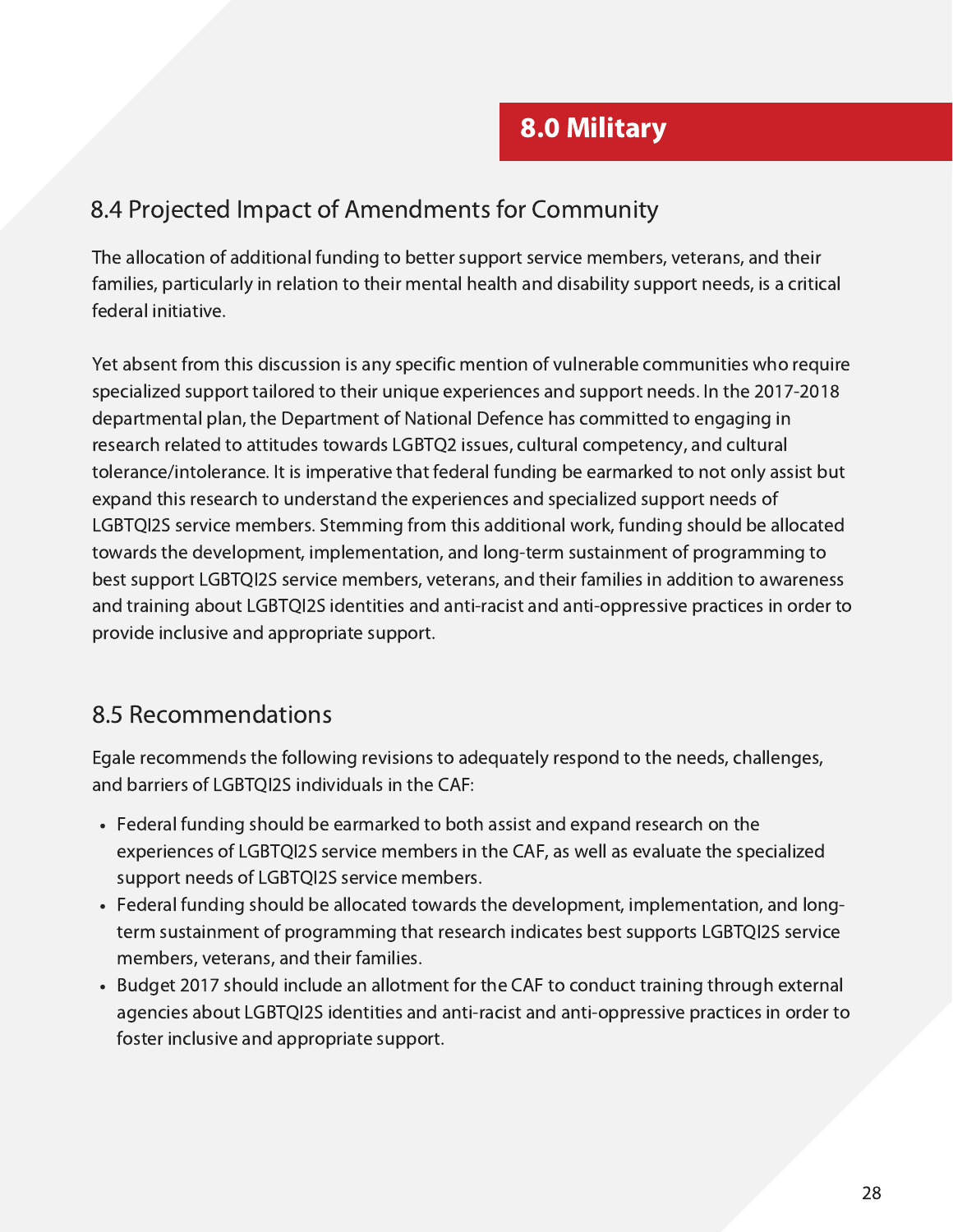# 8.0 Military

## 8.4 Projected Impact of Amendments for Community

The allocation of additional funding to better support service members, veterans, and their families, particularly in relation to their mental health and disability support needs, is a critical federal initiative.

Yet absent from this discussion is any specific mention of vulnerable communities who require specialized support tailored to their unique experiences and support needs. In the 2017-2018 departmental plan, the Department of National Defence has committed to engaging in research related to attitudes towards LGBTQ2 issues, cultural competency, and cultural tolerance/intolerance. It is imperative that federal funding be earmarked to not only assist but expand this research to understand the experiences and specialized support needs of LGBTQI2S service members. Stemming from this additional work, funding should be allocated towards the development, implementation, and long-term sustainment of programming to best support LGBTQI2S service members, veterans, and their families in addition to awareness and training about LGBTQI2S identities and anti-racist and anti-oppressive practices in order to provide inclusive and appropriate support.

## 8.5 Recommendations

Egale recommends the following revisions to adequately respond to the needs, challenges, and barriers of LGBTQI2S individuals in the CAF:

- Federal funding should be earmarked to both assist and expand research on the experiences of LGBTQI2S service members in the CAF, as well as evaluate the specialized support needs of LGBTQI2S service members.
- Federal funding should be allocated towards the development, implementation, and long-term sustainment of programming that research indicates best supports LGBTQI2S service members, veterans, and their families.
- Budget 2017 should include an allotment for the CAF to conduct training through external agencies about LGBTQI2S identities and anti-racist and anti-oppressive practices in order to foster inclusive and appropriate support.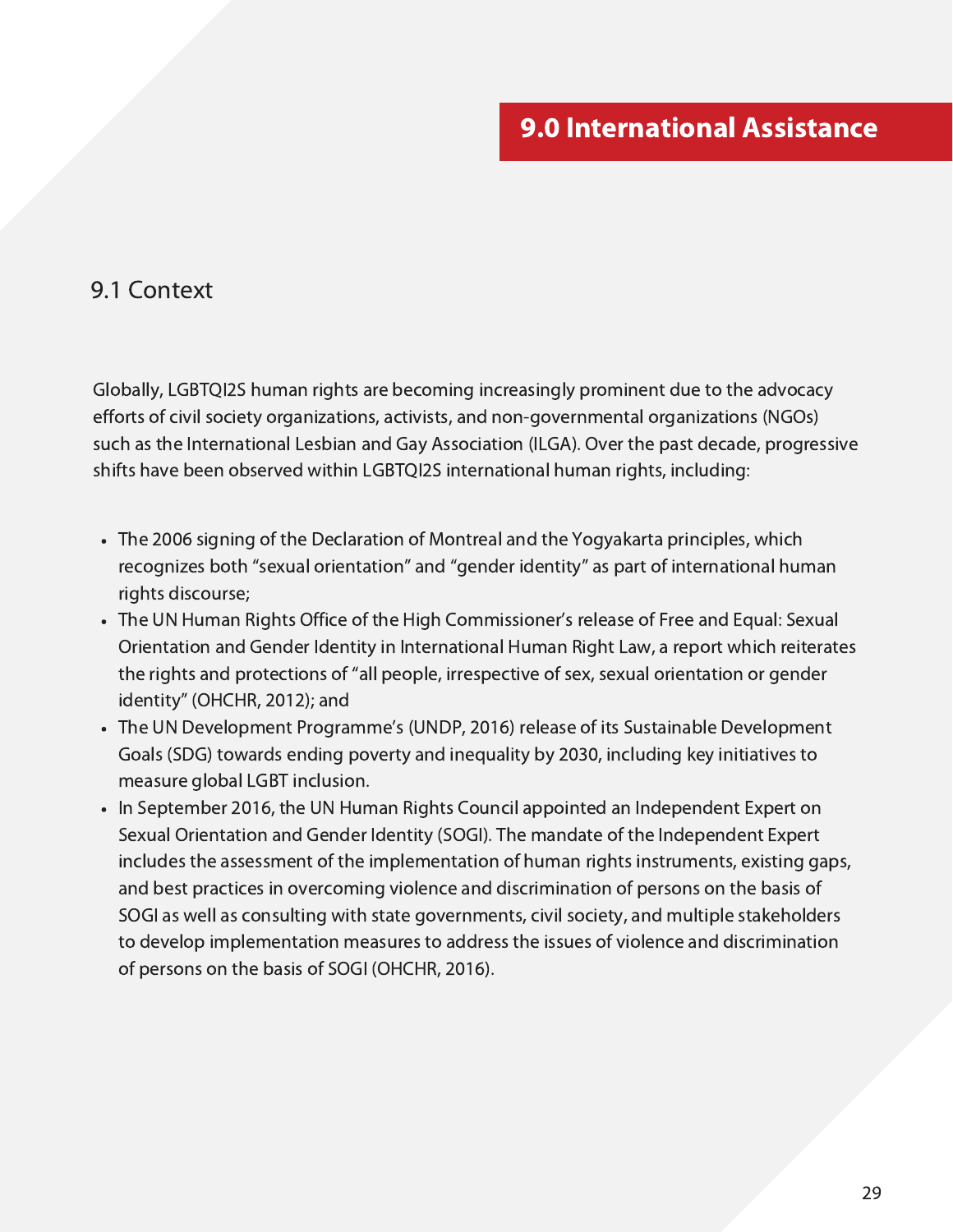# 9.0 International Assistance

## 9.1 Context

Globally, LGBTQI2S human rights are becoming increasingly prominent due to the advocacy efforts of civil society organizations, activists, and non-governmental organizations (NGOs) such as the International Lesbian and Gay Association (ILGA). Over the past decade, progressive shifts have been observed within LGBTQI2S international human rights, including:

- The 2006 signing of the Declaration of Montreal and the Yogyakarta principles, which recognizes both “sexual orientation” and “gender identity” as part of international human rights discourse;
- The UN Human Rights Office of the High Commissioner’s release of Free and Equal: Sexual Orientation and Gender Identity in International Human Right Law, a report which reiterates the rights and protections of “all people, irrespective of sex, sexual orientation or gender identity” (OHCHR, 2012); and
- The UN Development Programme’s (UNDP, 2016) release of its Sustainable Development Goals (SDG) towards ending poverty and inequality by 2030, including key initiatives to measure global LGBT inclusion.
- In September 2016, the UN Human Rights Council appointed an Independent Expert on Sexual Orientation and Gender Identity (SOGI). The mandate of the Independent Expert includes the assessment of the implementation of human rights instruments, existing gaps, and best practices in overcoming violence and discrimination of persons on the basis of SOGI as well as consulting with state governments, civil society, and multiple stakeholders to develop implementation measures to address the issues of violence and discrimination of persons on the basis of SOGI (OHCHR, 2016).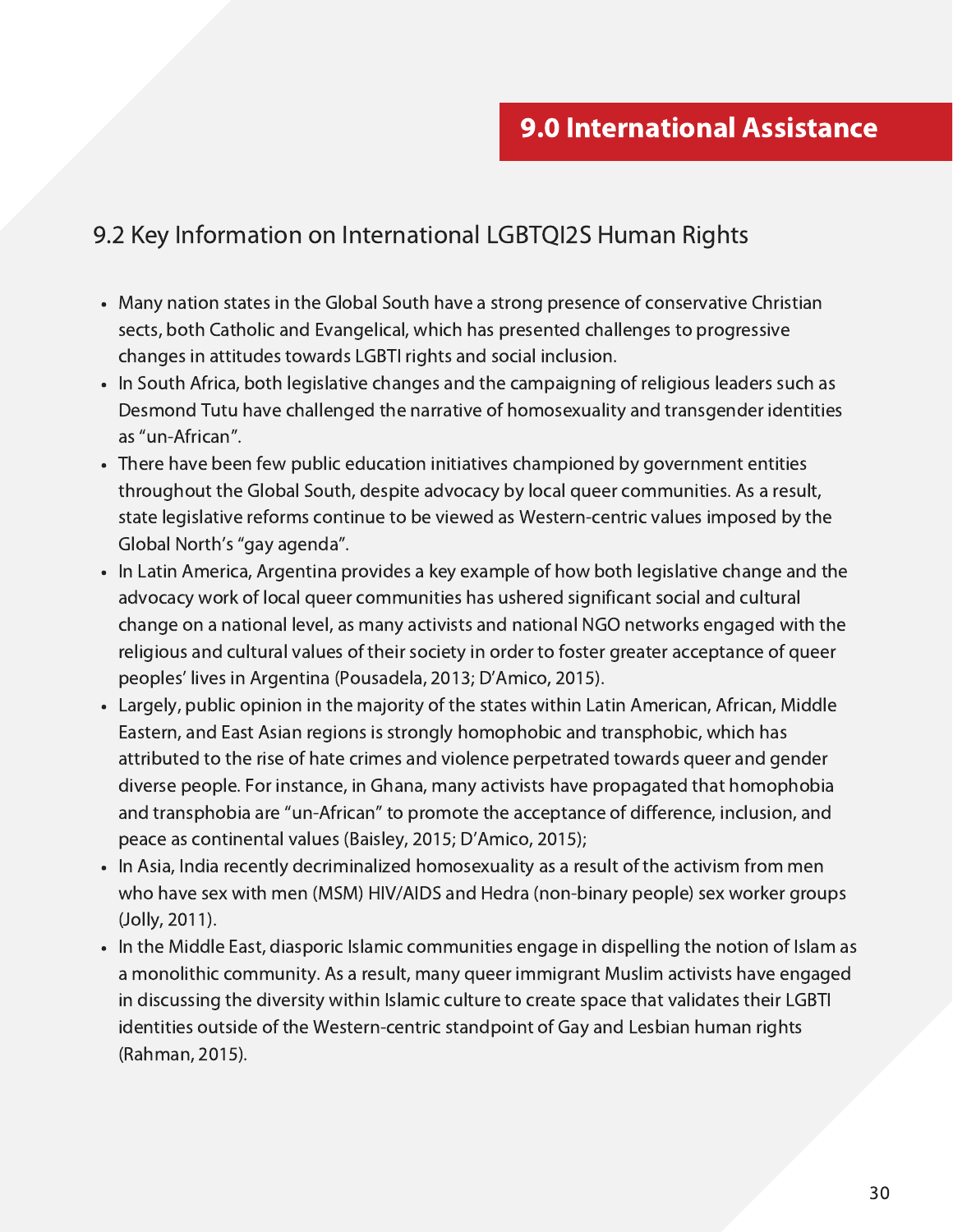# 9.0 International Assistance

## 9.2 Key Information on International LGBTQI2S Human Rights

- Many nation states in the Global South have a strong presence of conservative Christian sects, both Catholic and Evangelical, which has presented challenges to progressive changes in attitudes towards LGBTI rights and social inclusion.
- In South Africa, both legislative changes and the campaigning of religious leaders such as Desmond Tutu have challenged the narrative of homosexuality and transgender identities as "un-African".
- There have been few public education initiatives championed by government entities throughout the Global South, despite advocacy by local queer communities. As a result, state legislative reforms continue to be viewed as Western-centric values imposed by the Global North's "gay agenda".
- In Latin America, Argentina provides a key example of how both legislative change and the advocacy work of local queer communities has ushered significant social and cultural change on a national level, as many activists and national NGO networks engaged with the religious and cultural values of their society in order to foster greater acceptance of queer peoples' lives in Argentina (Pousadela, 2013; D'Amico, 2015).
- Largely, public opinion in the majority of the states within Latin American, African, Middle Eastern, and East Asian regions is strongly homophobic and transphobic, which has attributed to the rise of hate crimes and violence perpetrated towards queer and gender diverse people. For instance, in Ghana, many activists have propagated that homophobia and transphobia are "un-African" to promote the acceptance of difference, inclusion, and peace as continental values (Baisley, 2015; D'Amico, 2015);
- In Asia, India recently decriminalized homosexuality as a result of the activism from men who have sex with men (MSM) HIV/AIDS and Hedra (non-binary people) sex worker groups (Jolly, 2011).
- In the Middle East, diasporic Islamic communities engage in dispelling the notion of Islam as a monolithic community. As a result, many queer immigrant Muslim activists have engaged in discussing the diversity within Islamic culture to create space that validates their LGBTI identities outside of the Western-centric standpoint of Gay and Lesbian human rights (Rahman, 2015).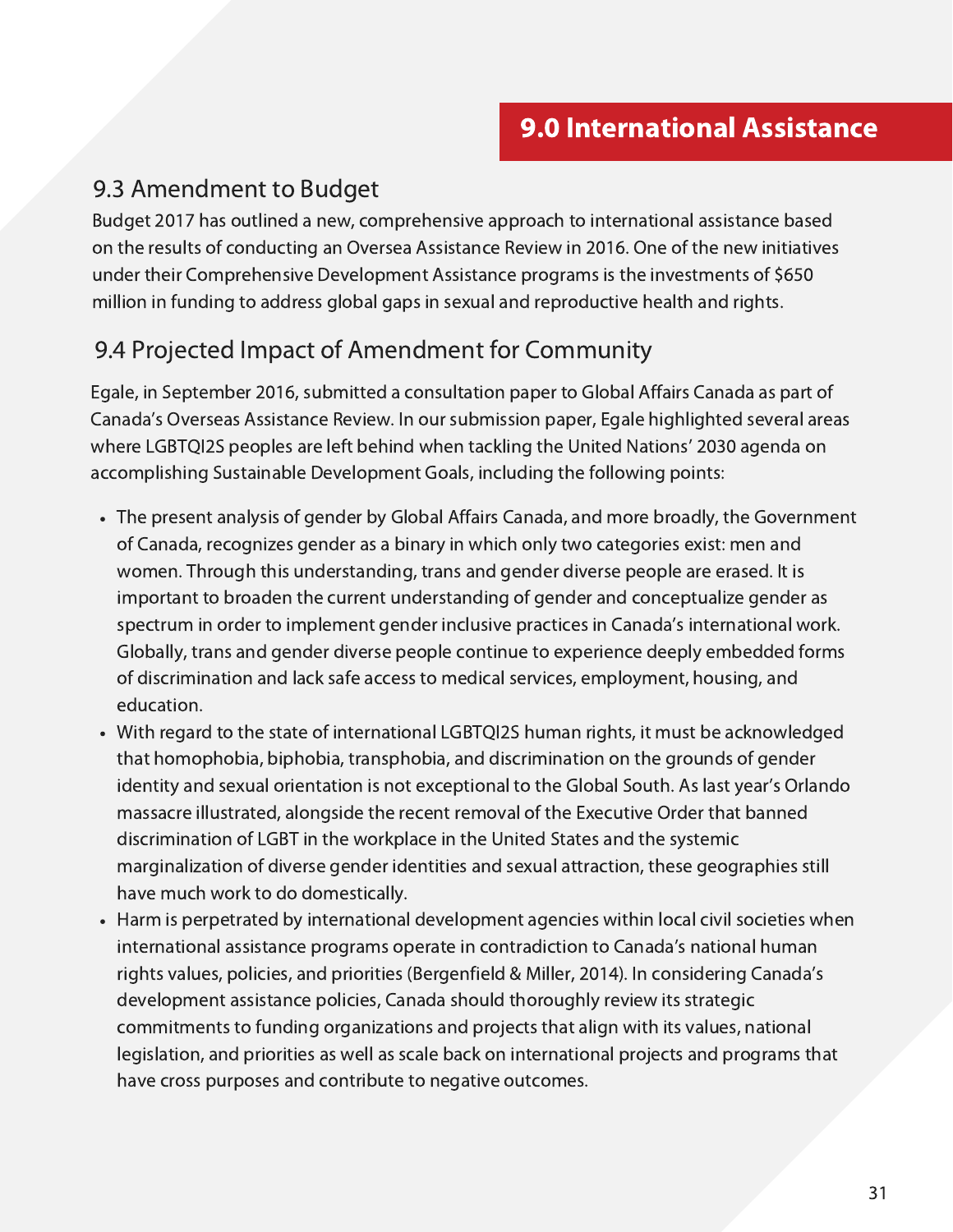# 9.0 International Assistance

## 9.3 Amendment to Budget

Budget 2017 has outlined a new, comprehensive approach to international assistance based on the results of conducting an Oversea Assistance Review in 2016. One of the new initiatives under their Comprehensive Development Assistance programs is the investments of $650 million in funding to address global gaps in sexual and reproductive health and rights.

## 9.4 Projected Impact of Amendment for Community

Egale, in September 2016, submitted a consultation paper to Global Affairs Canada as part of Canada's Overseas Assistance Review. In our submission paper, Egale highlighted several areas where LGBTQI2S peoples are left behind when tackling the United Nations' 2030 agenda on accomplishing Sustainable Development Goals, including the following points:

- The present analysis of gender by Global Affairs Canada, and more broadly, the Government of Canada, recognizes gender as a binary in which only two categories exist: men and women. Through this understanding, trans and gender diverse people are erased. It is important to broaden the current understanding of gender and conceptualize gender as spectrum in order to implement gender inclusive practices in Canada's international work. Globally, trans and gender diverse people continue to experience deeply embedded forms of discrimination and lack safe access to medical services, employment, housing, and education.
- With regard to the state of international LGBTQI2S human rights, it must be acknowledged that homophobia, biphobia, transphobia, and discrimination on the grounds of gender identity and sexual orientation is not exceptional to the Global South. As last year's Orlando massacre illustrated, alongside the recent removal of the Executive Order that banned discrimination of LGBT in the workplace in the United States and the systemic marginalization of diverse gender identities and sexual attraction, these geographies still have much work to do domestically.
- Harm is perpetrated by international development agencies within local civil societies when international assistance programs operate in contradiction to Canada's national human rights values, policies, and priorities (Bergenfield & Miller, 2014). In considering Canada's development assistance policies, Canada should thoroughly review its strategic commitments to funding organizations and projects that align with its values, national legislation, and priorities as well as scale back on international projects and programs that have cross purposes and contribute to negative outcomes.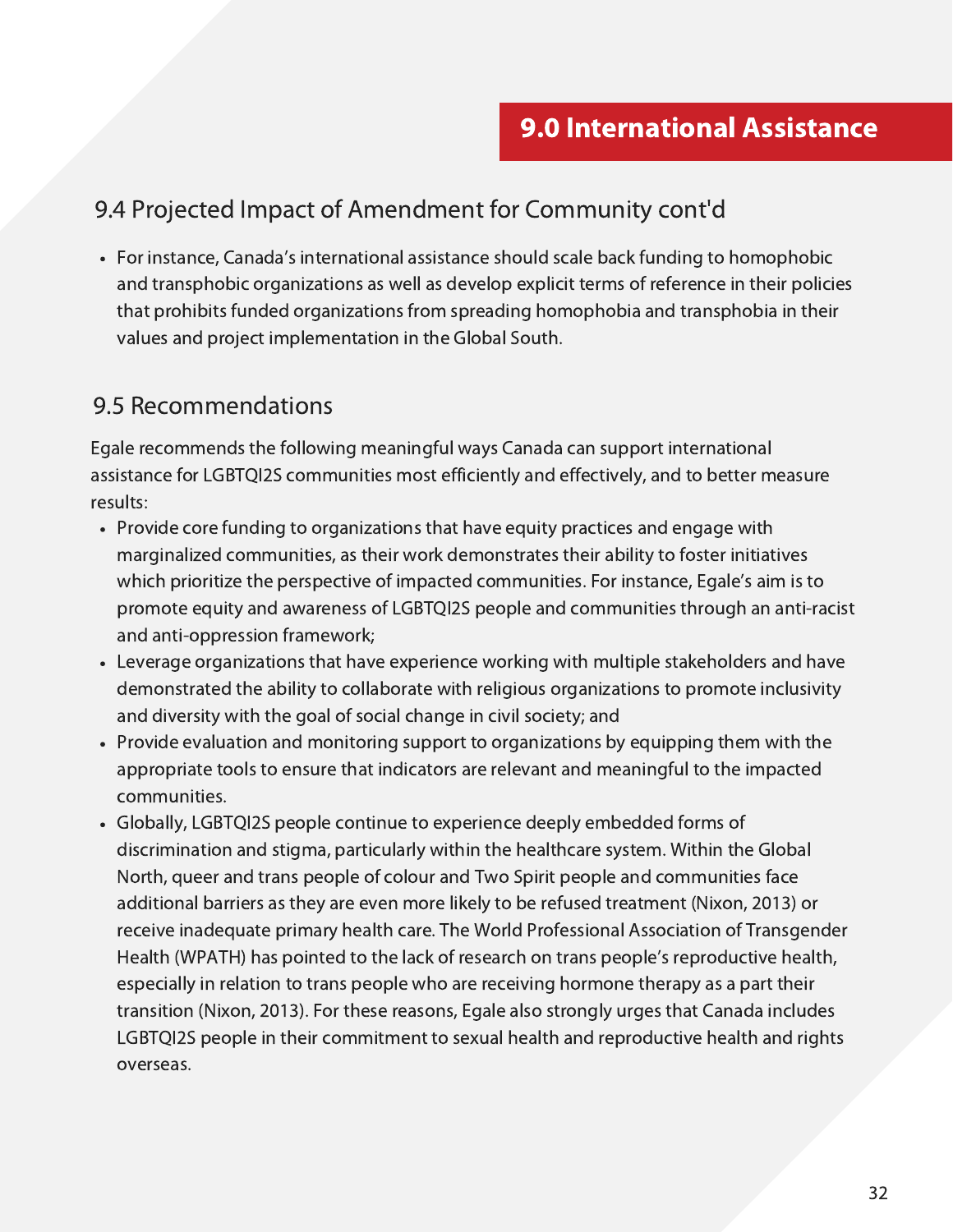# 9.0 International Assistance

## 9.4 Projected Impact of Amendment for Community cont'd

- For instance, Canada's international assistance should scale back funding to homophobic and transphobic organizations as well as develop explicit terms of reference in their policies that prohibits funded organizations from spreading homophobia and transphobia in their values and project implementation in the Global South.

## 9.5 Recommendations

Egale recommends the following meaningful ways Canada can support international assistance for LGBTQI2S communities most efficiently and effectively, and to better measure results:

- Provide core funding to organizations that have equity practices and engage with marginalized communities, as their work demonstrates their ability to foster initiatives which prioritize the perspective of impacted communities. For instance, Egale's aim is to promote equity and awareness of LGBTQI2S people and communities through an anti-racist and anti-oppression framework;
- Leverage organizations that have experience working with multiple stakeholders and have demonstrated the ability to collaborate with religious organizations to promote inclusivity and diversity with the goal of social change in civil society; and
- Provide evaluation and monitoring support to organizations by equipping them with the appropriate tools to ensure that indicators are relevant and meaningful to the impacted communities.
- Globally, LGBTQI2S people continue to experience deeply embedded forms of discrimination and stigma, particularly within the healthcare system. Within the Global North, queer and trans people of colour and Two Spirit people and communities face additional barriers as they are even more likely to be refused treatment (Nixon, 2013) or receive inadequate primary health care. The World Professional Association of Transgender Health (WPATH) has pointed to the lack of research on trans people's reproductive health, especially in relation to trans people who are receiving hormone therapy as a part their transition (Nixon, 2013). For these reasons, Egale also strongly urges that Canada includes LGBTQI2S people in their commitment to sexual health and reproductive health and rights overseas.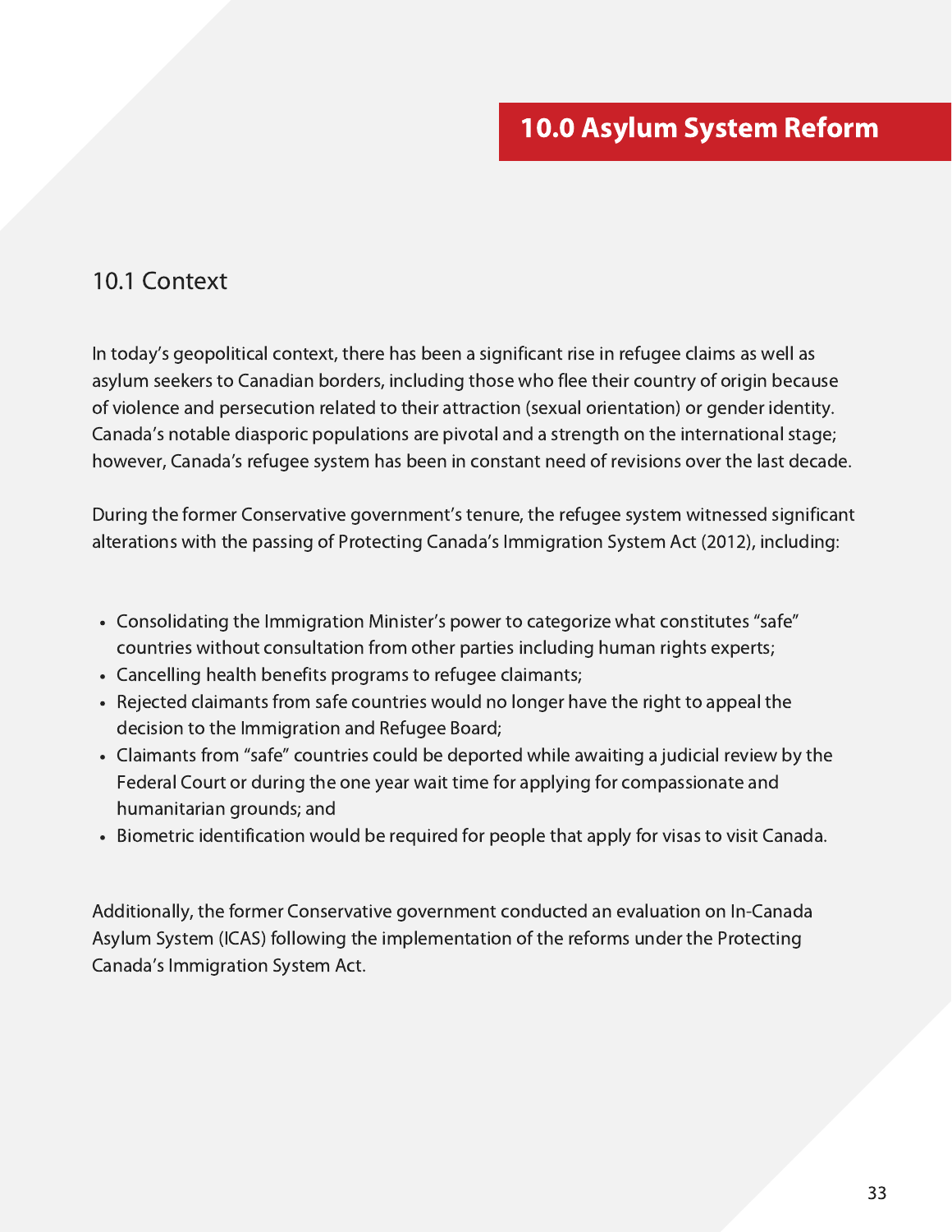# 10.0 Asylum System Reform

## 10.1 Context

In today's geopolitical context, there has been a significant rise in refugee claims as well as asylum seekers to Canadian borders, including those who flee their country of origin because of violence and persecution related to their attraction (sexual orientation) or gender identity. Canada's notable diasporic populations are pivotal and a strength on the international stage; however, Canada's refugee system has been in constant need of revisions over the last decade.

During the former Conservative government's tenure, the refugee system witnessed significant alterations with the passing of Protecting Canada's Immigration System Act (2012), including:

- Consolidating the Immigration Minister's power to categorize what constitutes "safe" countries without consultation from other parties including human rights experts;
- Cancelling health benefits programs to refugee claimants;
- Rejected claimants from safe countries would no longer have the right to appeal the decision to the Immigration and Refugee Board;
- Claimants from "safe" countries could be deported while awaiting a judicial review by the Federal Court or during the one year wait time for applying for compassionate and humanitarian grounds; and
- Biometric identification would be required for people that apply for visas to visit Canada.

Additionally, the former Conservative government conducted an evaluation on In-Canada Asylum System (ICAS) following the implementation of the reforms under the Protecting Canada's Immigration System Act.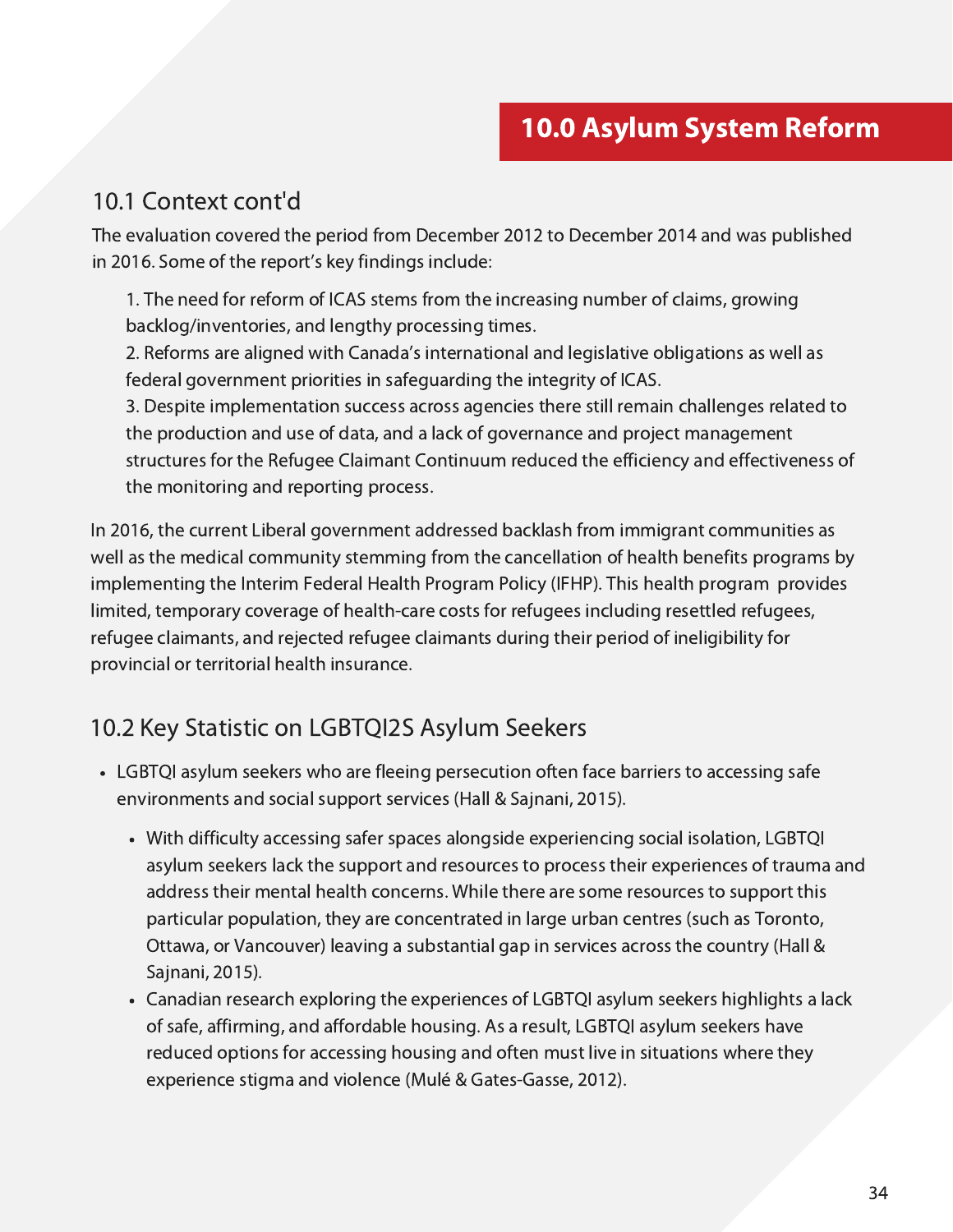# 10.0 Asylum System Reform

## 10.1 Context cont'd

The evaluation covered the period from December 2012 to December 2014 and was published in 2016. Some of the report's key findings include:

1. The need for reform of ICAS stems from the increasing number of claims, growing backlog/inventories, and lengthy processing times.
2. Reforms are aligned with Canada's international and legislative obligations as well as federal government priorities in safeguarding the integrity of ICAS.
3. Despite implementation success across agencies there still remain challenges related to the production and use of data, and a lack of governance and project management structures for the Refugee Claimant Continuum reduced the efficiency and effectiveness of the monitoring and reporting process.

In 2016, the current Liberal government addressed backlash from immigrant communities as well as the medical community stemming from the cancellation of health benefits programs by implementing the Interim Federal Health Program Policy (IFHP). This health program provides limited, temporary coverage of health-care costs for refugees including resettled refugees, refugee claimants, and rejected refugee claimants during their period of ineligibility for provincial or territorial health insurance.

## 10.2 Key Statistic on LGBTQI2S Asylum Seekers

- LGBTQI asylum seekers who are fleeing persecution often face barriers to accessing safe environments and social support services (Hall & Sajnani, 2015).
  - With difficulty accessing safer spaces alongside experiencing social isolation, LGBTQI asylum seekers lack the support and resources to process their experiences of trauma and address their mental health concerns. While there are some resources to support this particular population, they are concentrated in large urban centres (such as Toronto, Ottawa, or Vancouver) leaving a substantial gap in services across the country (Hall & Sajnani, 2015).
  - Canadian research exploring the experiences of LGBTQI asylum seekers highlights a lack of safe, affirming, and affordable housing. As a result, LGBTQI asylum seekers have reduced options for accessing housing and often must live in situations where they experience stigma and violence (Mulé & Gates-Gasse, 2012).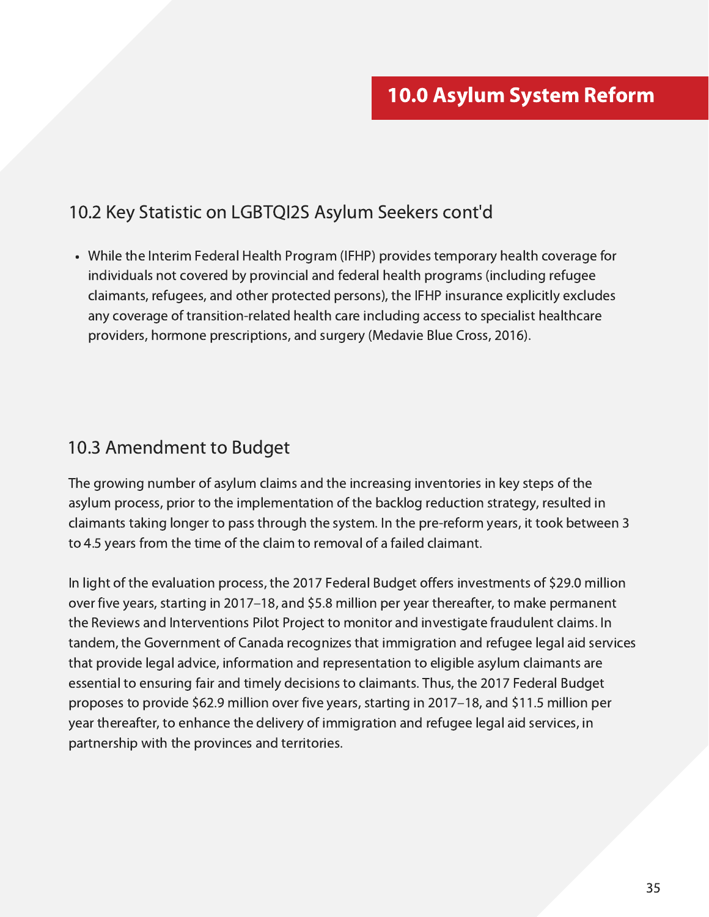# 10.0 Asylum System Reform

## 10.2 Key Statistic on LGBTQI2S Asylum Seekers cont'd

- While the Interim Federal Health Program (IFHP) provides temporary health coverage for individuals not covered by provincial and federal health programs (including refugee claimants, refugees, and other protected persons), the IFHP insurance explicitly excludes any coverage of transition-related health care including access to specialist healthcare providers, hormone prescriptions, and surgery (Medavie Blue Cross, 2016).

## 10.3 Amendment to Budget

The growing number of asylum claims and the increasing inventories in key steps of the asylum process, prior to the implementation of the backlog reduction strategy, resulted in claimants taking longer to pass through the system. In the pre-reform years, it took between 3 to 4.5 years from the time of the claim to removal of a failed claimant.

In light of the evaluation process, the 2017 Federal Budget offers investments of $29.0 million over five years, starting in 2017–18, and $5.8 million per year thereafter, to make permanent the Reviews and Interventions Pilot Project to monitor and investigate fraudulent claims. In tandem, the Government of Canada recognizes that immigration and refugee legal aid services that provide legal advice, information and representation to eligible asylum claimants are essential to ensuring fair and timely decisions to claimants. Thus, the 2017 Federal Budget proposes to provide $62.9 million over five years, starting in 2017–18, and $11.5 million per year thereafter, to enhance the delivery of immigration and refugee legal aid services, in partnership with the provinces and territories.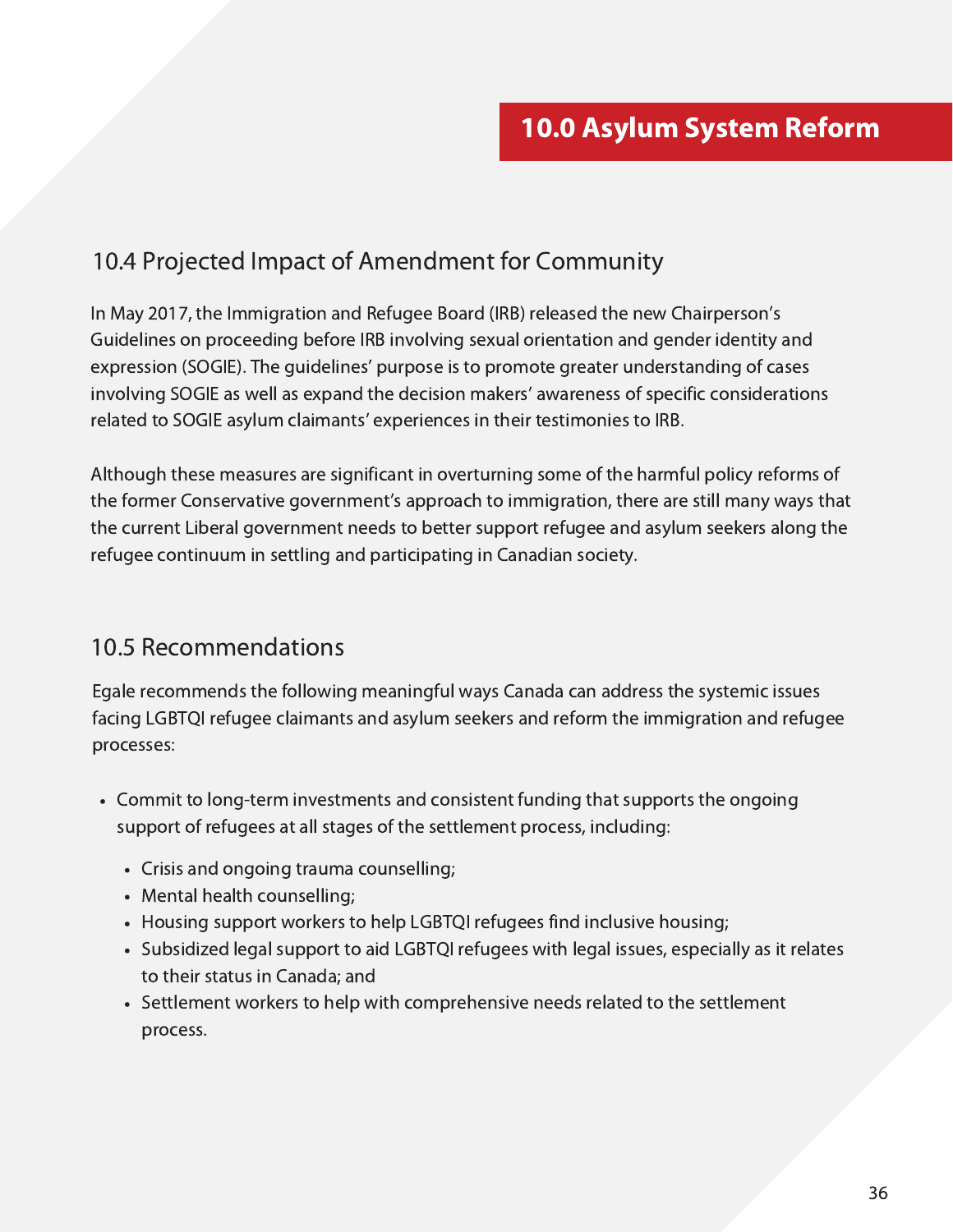# 10.0 Asylum System Reform

## 10.4 Projected Impact of Amendment for Community

In May 2017, the Immigration and Refugee Board (IRB) released the new Chairperson's Guidelines on proceeding before IRB involving sexual orientation and gender identity and expression (SOGIE). The guidelines' purpose is to promote greater understanding of cases involving SOGIE as well as expand the decision makers' awareness of specific considerations related to SOGIE asylum claimants' experiences in their testimonies to IRB.

Although these measures are significant in overturning some of the harmful policy reforms of the former Conservative government's approach to immigration, there are still many ways that the current Liberal government needs to better support refugee and asylum seekers along the refugee continuum in settling and participating in Canadian society.

## 10.5 Recommendations

Egale recommends the following meaningful ways Canada can address the systemic issues facing LGBTQI refugee claimants and asylum seekers and reform the immigration and refugee processes:

- Commit to long-term investments and consistent funding that supports the ongoing support of refugees at all stages of the settlement process, including:
  - Crisis and ongoing trauma counselling;
  - Mental health counselling;
  - Housing support workers to help LGBTQI refugees find inclusive housing;
  - Subsidized legal support to aid LGBTQI refugees with legal issues, especially as it relates to their status in Canada; and
  - Settlement workers to help with comprehensive needs related to the settlement process.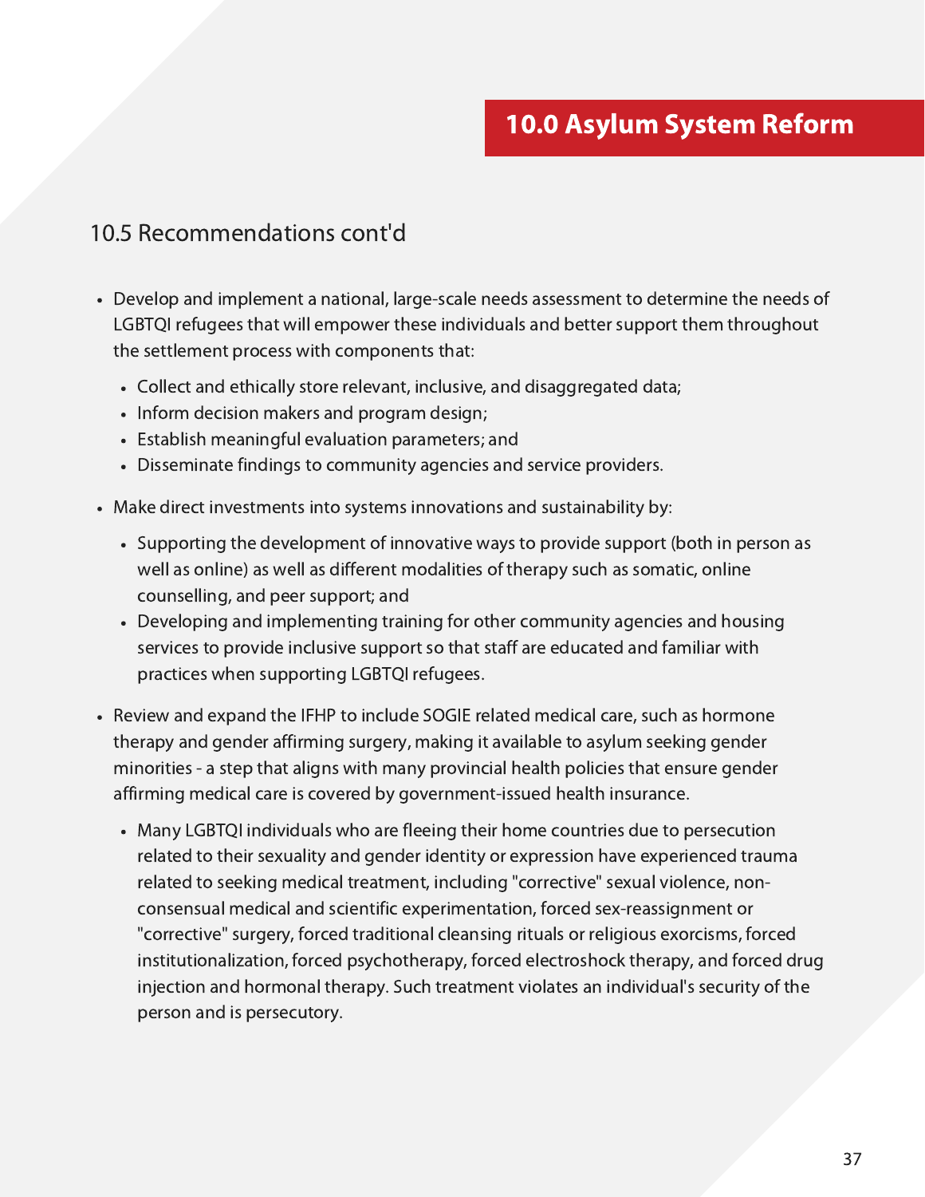# 10.0 Asylum System Reform

## 10.5 Recommendations cont'd

- Develop and implement a national, large-scale needs assessment to determine the needs of LGBTQI refugees that will empower these individuals and better support them throughout the settlement process with components that:
  - Collect and ethically store relevant, inclusive, and disaggregated data;
  - Inform decision makers and program design;
  - Establish meaningful evaluation parameters; and
  - Disseminate findings to community agencies and service providers.
- Make direct investments into systems innovations and sustainability by:
  - Supporting the development of innovative ways to provide support (both in person as well as online) as well as different modalities of therapy such as somatic, online counselling, and peer support; and
  - Developing and implementing training for other community agencies and housing services to provide inclusive support so that staff are educated and familiar with practices when supporting LGBTQI refugees.
- Review and expand the IFHP to include SOGIE related medical care, such as hormone therapy and gender affirming surgery, making it available to asylum seeking gender minorities - a step that aligns with many provincial health policies that ensure gender affirming medical care is covered by government-issued health insurance.
  - Many LGBTQI individuals who are fleeing their home countries due to persecution related to their sexuality and gender identity or expression have experienced trauma related to seeking medical treatment, including "corrective" sexual violence, non-consensual medical and scientific experimentation, forced sex-reassignment or "corrective" surgery, forced traditional cleansing rituals or religious exorcisms, forced institutionalization, forced psychotherapy, forced electroshock therapy, and forced drug injection and hormonal therapy. Such treatment violates an individual's security of the person and is persecutory.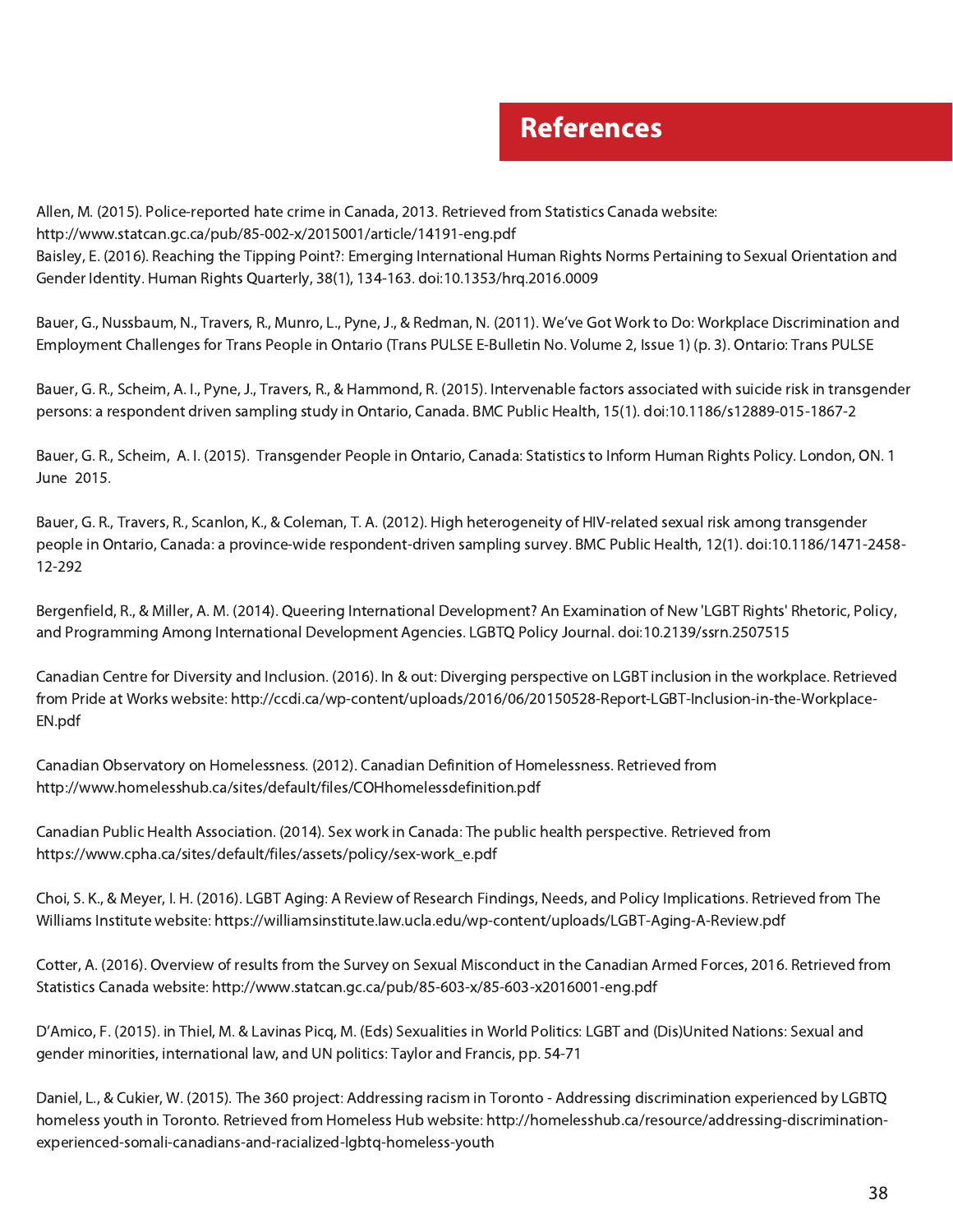# References

Allen, M. (2015). Police-reported hate crime in Canada, 2013. Retrieved from Statistics Canada website: http://www.statcan.gc.ca/pub/85-002-x/2015001/article/14191-eng.pdf

Baisley, E. (2016). Reaching the Tipping Point?: Emerging International Human Rights Norms Pertaining to Sexual Orientation and Gender Identity. Human Rights Quarterly, 38(1), 134-163. doi:10.1353/hrq.2016.0009

Bauer, G., Nussbaum, N., Travers, R., Munro, L., Pyne, J., & Redman, N. (2011). We've Got Work to Do: Workplace Discrimination and Employment Challenges for Trans People in Ontario (Trans PULSE E-Bulletin No. Volume 2, Issue 1) (p. 3). Ontario: Trans PULSE

Bauer, G. R., Scheim, A. I., Pyne, J., Travers, R., & Hammond, R. (2015). Intervenable factors associated with suicide risk in transgender persons: a respondent driven sampling study in Ontario, Canada. BMC Public Health, 15(1). doi:10.1186/s12889-015-1867-2

Bauer, G. R., Scheim, A. I. (2015). Transgender People in Ontario, Canada: Statistics to Inform Human Rights Policy. London, ON. 1 June 2015.

Bauer, G. R., Travers, R., Scanlon, K., & Coleman, T. A. (2012). High heterogeneity of HIV-related sexual risk among transgender people in Ontario, Canada: a province-wide respondent-driven sampling survey. BMC Public Health, 12(1). doi:10.1186/1471-2458-12-292

Bergenfield, R., & Miller, A. M. (2014). Queering International Development? An Examination of New 'LGBT Rights' Rhetoric, Policy, and Programming Among International Development Agencies. LGBTQ Policy Journal. doi:10.2139/ssrn.2507515

Canadian Centre for Diversity and Inclusion. (2016). In & out: Diverging perspective on LGBT inclusion in the workplace. Retrieved from Pride at Works website: http://ccdi.ca/wp-content/uploads/2016/06/20150528-Report-LGBT-Inclusion-in-the-Workplace-EN.pdf

Canadian Observatory on Homelessness. (2012). Canadian Definition of Homelessness. Retrieved from http://www.homelesshub.ca/sites/default/files/COHhomelessdefinition.pdf

Canadian Public Health Association. (2014). Sex work in Canada: The public health perspective. Retrieved from https://www.cpha.ca/sites/default/files/assets/policy/sex-work_e.pdf

Choi, S. K., & Meyer, I. H. (2016). LGBT Aging: A Review of Research Findings, Needs, and Policy Implications. Retrieved from The Williams Institute website: https://williamsinstitute.law.ucla.edu/wp-content/uploads/LGBT-Aging-A-Review.pdf

Cotter, A. (2016). Overview of results from the Survey on Sexual Misconduct in the Canadian Armed Forces, 2016. Retrieved from Statistics Canada website: http://www.statcan.gc.ca/pub/85-603-x/85-603-x2016001-eng.pdf

D'Amico, F. (2015). in Thiel, M. & Lavinas Picq, M. (Eds) Sexualities in World Politics: LGBT and (Dis)United Nations: Sexual and gender minorities, international law, and UN politics: Taylor and Francis, pp. 54-71

Daniel, L., & Cukier, W. (2015). The 360 project: Addressing racism in Toronto - Addressing discrimination experienced by LGBTQ homeless youth in Toronto. Retrieved from Homeless Hub website: http://homelesshub.ca/resource/addressing-discrimination-experienced-somali-canadians-and-racialized-lgbtq-homeless-youth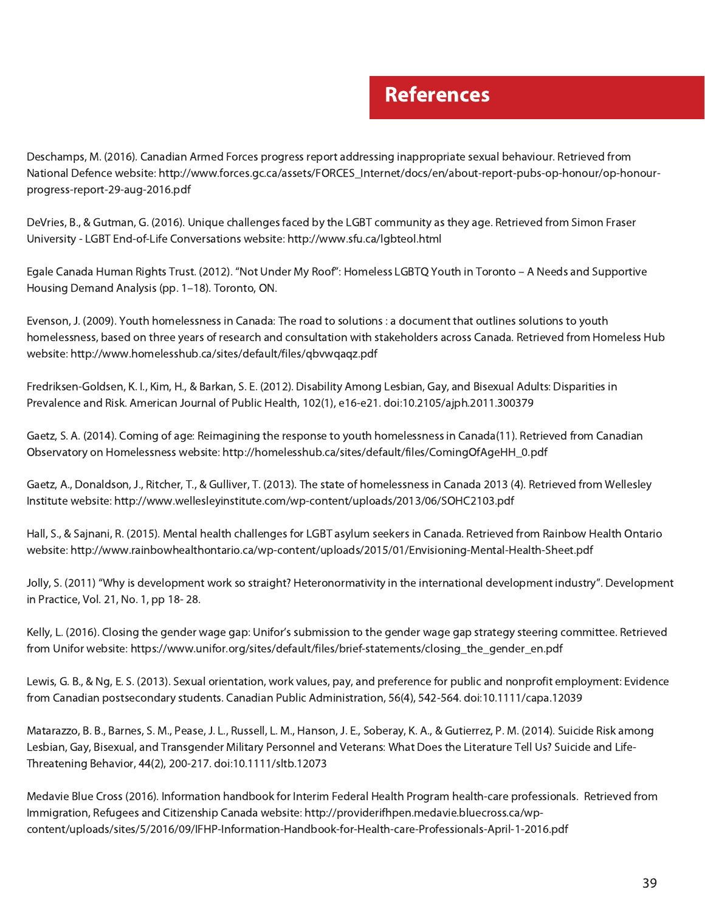# References

Deschamps, M. (2016). Canadian Armed Forces progress report addressing inappropriate sexual behaviour. Retrieved from National Defence website: http://www.forces.gc.ca/assets/FORCES_Internet/docs/en/about-report-pubs-op-honour/op-honour-progress-report-29-aug-2016.pdf

DeVries, B., & Gutman, G. (2016). Unique challenges faced by the LGBT community as they age. Retrieved from Simon Fraser University - LGBT End-of-Life Conversations website: http://www.sfu.ca/lgbteol.html

Egale Canada Human Rights Trust. (2012). "Not Under My Roof": Homeless LGBTQ Youth in Toronto – A Needs and Supportive Housing Demand Analysis (pp. 1–18). Toronto, ON.

Evenson, J. (2009). Youth homelessness in Canada: The road to solutions : a document that outlines solutions to youth homelessness, based on three years of research and consultation with stakeholders across Canada. Retrieved from Homeless Hub website: http://www.homelesshub.ca/sites/default/files/qbvwqaqz.pdf

Fredriksen-Goldsen, K. I., Kim, H., & Barkan, S. E. (2012). Disability Among Lesbian, Gay, and Bisexual Adults: Disparities in Prevalence and Risk. American Journal of Public Health, 102(1), e16-e21. doi:10.2105/ajph.2011.300379

Gaetz, S. A. (2014). Coming of age: Reimagining the response to youth homelessness in Canada(11). Retrieved from Canadian Observatory on Homelessness website: http://homelesshub.ca/sites/default/files/ComingOfAgeHH_0.pdf

Gaetz, A., Donaldson, J., Ritcher, T., & Gulliver, T. (2013). The state of homelessness in Canada 2013 (4). Retrieved from Wellesley Institute website: http://www.wellesleyinstitute.com/wp-content/uploads/2013/06/SOHC2103.pdf

Hall, S., & Sajnani, R. (2015). Mental health challenges for LGBT asylum seekers in Canada. Retrieved from Rainbow Health Ontario website: http://www.rainbowhealthontario.ca/wp-content/uploads/2015/01/Envisioning-Mental-Health-Sheet.pdf

Jolly, S. (2011) "Why is development work so straight? Heteronormativity in the international development industry". Development in Practice, Vol. 21, No. 1, pp 18- 28.

Kelly, L. (2016). Closing the gender wage gap: Unifor's submission to the gender wage gap strategy steering committee. Retrieved from Unifor website: https://www.unifor.org/sites/default/files/brief-statements/closing_the_gender_en.pdf

Lewis, G. B., & Ng, E. S. (2013). Sexual orientation, work values, pay, and preference for public and nonprofit employment: Evidence from Canadian postsecondary students. Canadian Public Administration, 56(4), 542-564. doi:10.1111/capa.12039

Matarazzo, B. B., Barnes, S. M., Pease, J. L., Russell, L. M., Hanson, J. E., Soberay, K. A., & Gutierrez, P. M. (2014). Suicide Risk among Lesbian, Gay, Bisexual, and Transgender Military Personnel and Veterans: What Does the Literature Tell Us? Suicide and Life-Threatening Behavior, 44(2), 200-217. doi:10.1111/sltb.12073

Medavie Blue Cross (2016). Information handbook for Interim Federal Health Program health-care professionals. Retrieved from Immigration, Refugees and Citizenship Canada website: http://providerifhpen.medavie.bluecross.ca/wp-content/uploads/sites/5/2016/09/IFHP-Information-Handbook-for-Health-care-Professionals-April-1-2016.pdf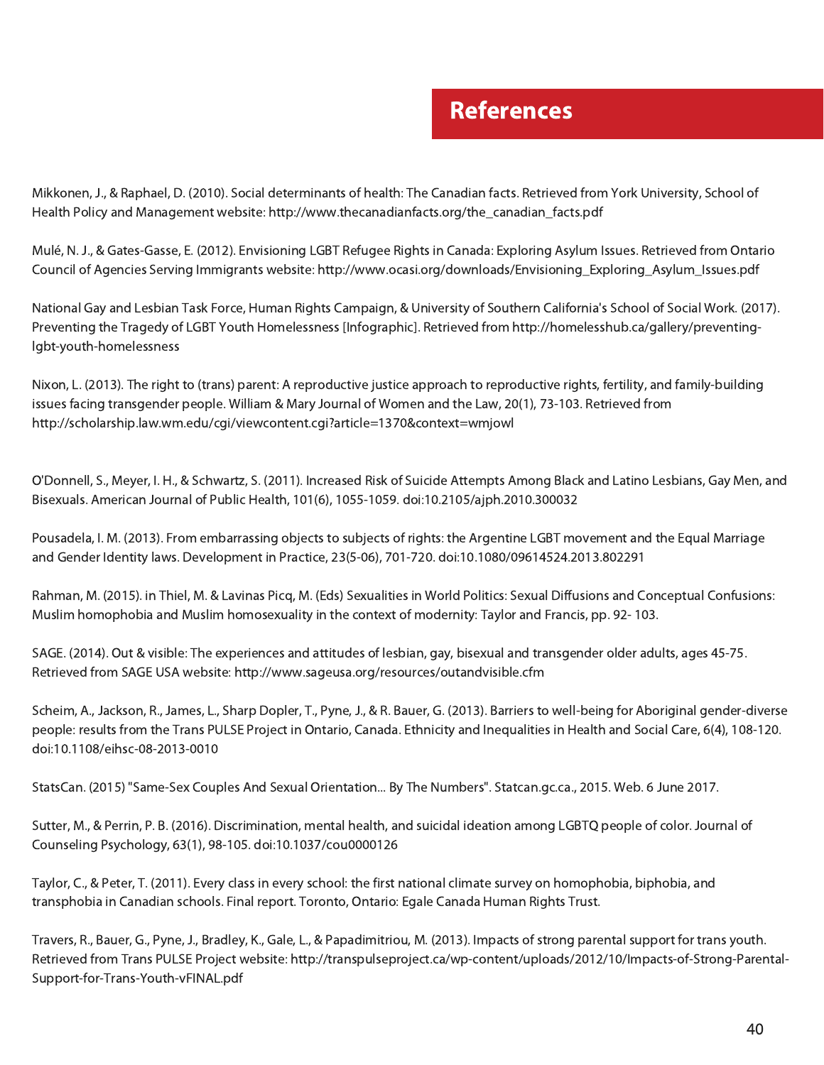# References

Mikkonen, J., & Raphael, D. (2010). Social determinants of health: The Canadian facts. Retrieved from York University, School of Health Policy and Management website: http://www.thecanadianfacts.org/the_canadian_facts.pdf

Mulé, N. J., & Gates-Gasse, E. (2012). Envisioning LGBT Refugee Rights in Canada: Exploring Asylum Issues. Retrieved from Ontario Council of Agencies Serving Immigrants website: http://www.ocasi.org/downloads/Envisioning_Exploring_Asylum_Issues.pdf

National Gay and Lesbian Task Force, Human Rights Campaign, & University of Southern California's School of Social Work. (2017). Preventing the Tragedy of LGBT Youth Homelessness [Infographic]. Retrieved from http://homelesshub.ca/gallery/preventing-lgbt-youth-homelessness

Nixon, L. (2013). The right to (trans) parent: A reproductive justice approach to reproductive rights, fertility, and family-building issues facing transgender people. William & Mary Journal of Women and the Law, 20(1), 73-103. Retrieved from http://scholarship.law.wm.edu/cgi/viewcontent.cgi?article=1370&context=wmjowl

O'Donnell, S., Meyer, I. H., & Schwartz, S. (2011). Increased Risk of Suicide Attempts Among Black and Latino Lesbians, Gay Men, and Bisexuals. American Journal of Public Health, 101(6), 1055-1059. doi:10.2105/ajph.2010.300032

Pousadela, I. M. (2013). From embarrassing objects to subjects of rights: the Argentine LGBT movement and the Equal Marriage and Gender Identity laws. Development in Practice, 23(5-06), 701-720. doi:10.1080/09614524.2013.802291

Rahman, M. (2015). in Thiel, M. & Lavinas Picq, M. (Eds) Sexualities in World Politics: Sexual Diffusions and Conceptual Confusions: Muslim homophobia and Muslim homosexuality in the context of modernity: Taylor and Francis, pp. 92- 103.

SAGE. (2014). Out & visible: The experiences and attitudes of lesbian, gay, bisexual and transgender older adults, ages 45-75. Retrieved from SAGE USA website: http://www.sageusa.org/resources/outandvisible.cfm

Scheim, A., Jackson, R., James, L., Sharp Dopler, T., Pyne, J., & R. Bauer, G. (2013). Barriers to well-being for Aboriginal gender-diverse people: results from the Trans PULSE Project in Ontario, Canada. Ethnicity and Inequalities in Health and Social Care, 6(4), 108-120. doi:10.1108/eihsc-08-2013-0010

StatsCan. (2015) "Same-Sex Couples And Sexual Orientation... By The Numbers". Statcan.gc.ca., 2015. Web. 6 June 2017.

Sutter, M., & Perrin, P. B. (2016). Discrimination, mental health, and suicidal ideation among LGBTQ people of color. Journal of Counseling Psychology, 63(1), 98-105. doi:10.1037/cou0000126

Taylor, C., & Peter, T. (2011). Every class in every school: the first national climate survey on homophobia, biphobia, and transphobia in Canadian schools. Final report. Toronto, Ontario: Egale Canada Human Rights Trust.

Travers, R., Bauer, G., Pyne, J., Bradley, K., Gale, L., & Papadimitriou, M. (2013). Impacts of strong parental support for trans youth. Retrieved from Trans PULSE Project website: http://transpulseproject.ca/wp-content/uploads/2012/10/Impacts-of-Strong-Parental-Support-for-Trans-Youth-vFINAL.pdf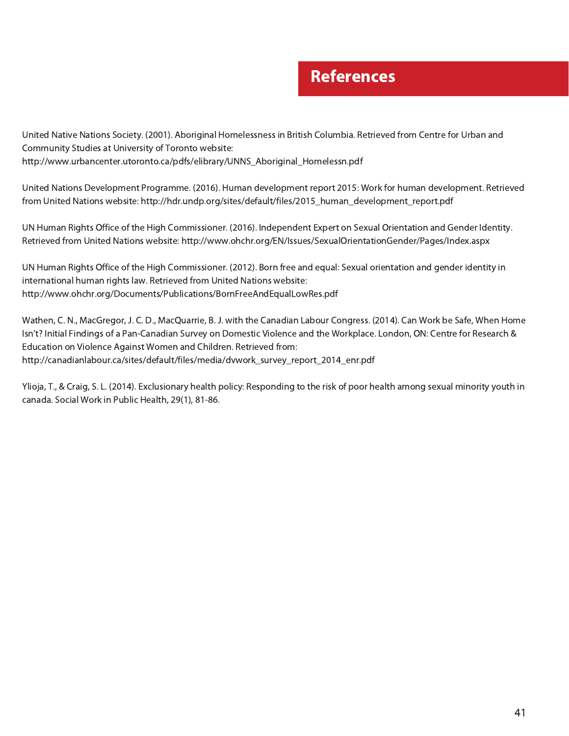# References

United Native Nations Society. (2001). Aboriginal Homelessness in British Columbia. Retrieved from Centre for Urban and Community Studies at University of Toronto website: http://www.urbancenter.utoronto.ca/pdfs/elibrary/UNNS_Aboriginal_Homelessn.pdf

United Nations Development Programme. (2016). Human development report 2015: Work for human development. Retrieved from United Nations website: http://hdr.undp.org/sites/default/files/2015_human_development_report.pdf

UN Human Rights Office of the High Commissioner. (2016). Independent Expert on Sexual Orientation and Gender Identity. Retrieved from United Nations website: http://www.ohchr.org/EN/Issues/SexualOrientationGender/Pages/Index.aspx

UN Human Rights Office of the High Commissioner. (2012). Born free and equal: Sexual orientation and gender identity in international human rights law. Retrieved from United Nations website: http://www.ohchr.org/Documents/Publications/BornFreeAndEqualLowRes.pdf

Wathen, C. N., MacGregor, J. C. D., MacQuarrie, B. J. with the Canadian Labour Congress. (2014). Can Work be Safe, When Home Isn't? Initial Findings of a Pan-Canadian Survey on Domestic Violence and the Workplace. London, ON: Centre for Research & Education on Violence Against Women and Children. Retrieved from: http://canadianlabour.ca/sites/default/files/media/dvwork_survey_report_2014_enr.pdf

Ylioja, T., & Craig, S. L. (2014). Exclusionary health policy: Responding to the risk of poor health among sexual minority youth in canada. Social Work in Public Health, 29(1), 81-86.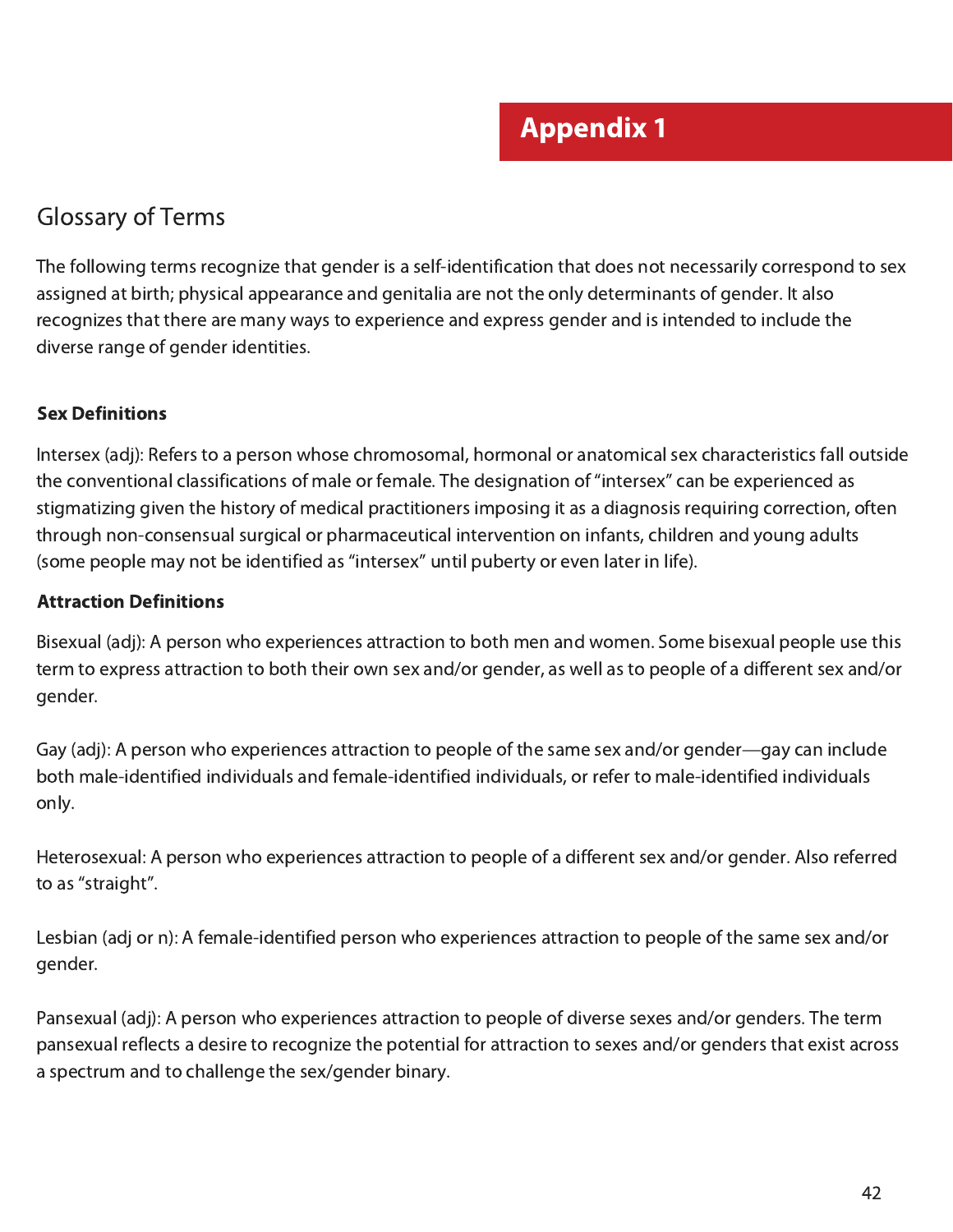# Appendix 1

## Glossary of Terms

The following terms recognize that gender is a self-identification that does not necessarily correspond to sex assigned at birth; physical appearance and genitalia are not the only determinants of gender. It also recognizes that there are many ways to experience and express gender and is intended to include the diverse range of gender identities.

**Sex Definitions**

Intersex (adj): Refers to a person whose chromosomal, hormonal or anatomical sex characteristics fall outside the conventional classifications of male or female. The designation of "intersex" can be experienced as stigmatizing given the history of medical practitioners imposing it as a diagnosis requiring correction, often through non-consensual surgical or pharmaceutical intervention on infants, children and young adults (some people may not be identified as "intersex" until puberty or even later in life).

**Attraction Definitions**

Bisexual (adj): A person who experiences attraction to both men and women. Some bisexual people use this term to express attraction to both their own sex and/or gender, as well as to people of a different sex and/or gender.

Gay (adj): A person who experiences attraction to people of the same sex and/or gender—gay can include both male-identified individuals and female-identified individuals, or refer to male-identified individuals only.

Heterosexual: A person who experiences attraction to people of a different sex and/or gender. Also referred to as "straight".

Lesbian (adj or n): A female-identified person who experiences attraction to people of the same sex and/or gender.

Pansexual (adj): A person who experiences attraction to people of diverse sexes and/or genders. The term pansexual reflects a desire to recognize the potential for attraction to sexes and/or genders that exist across a spectrum and to challenge the sex/gender binary.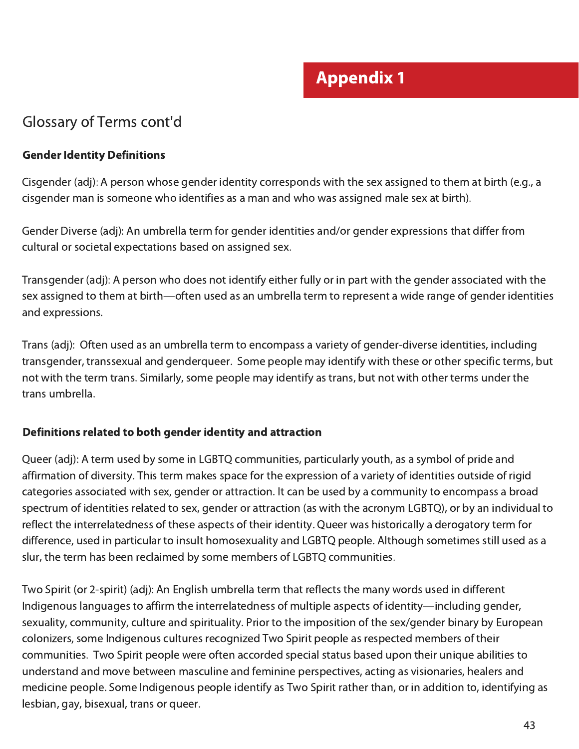# Appendix 1

## Glossary of Terms cont'd

### Gender Identity Definitions

Cisgender (adj): A person whose gender identity corresponds with the sex assigned to them at birth (e.g., a cisgender man is someone who identifies as a man and who was assigned male sex at birth).

Gender Diverse (adj): An umbrella term for gender identities and/or gender expressions that differ from cultural or societal expectations based on assigned sex.

Transgender (adj): A person who does not identify either fully or in part with the gender associated with the sex assigned to them at birth—often used as an umbrella term to represent a wide range of gender identities and expressions.

Trans (adj): Often used as an umbrella term to encompass a variety of gender-diverse identities, including transgender, transsexual and genderqueer. Some people may identify with these or other specific terms, but not with the term trans. Similarly, some people may identify as trans, but not with other terms under the trans umbrella.

### Definitions related to both gender identity and attraction

Queer (adj): A term used by some in LGBTQ communities, particularly youth, as a symbol of pride and affirmation of diversity. This term makes space for the expression of a variety of identities outside of rigid categories associated with sex, gender or attraction. It can be used by a community to encompass a broad spectrum of identities related to sex, gender or attraction (as with the acronym LGBTQ), or by an individual to reflect the interrelatedness of these aspects of their identity. Queer was historically a derogatory term for difference, used in particular to insult homosexuality and LGBTQ people. Although sometimes still used as a slur, the term has been reclaimed by some members of LGBTQ communities.

Two Spirit (or 2-spirit) (adj): An English umbrella term that reflects the many words used in different Indigenous languages to affirm the interrelatedness of multiple aspects of identity—including gender, sexuality, community, culture and spirituality. Prior to the imposition of the sex/gender binary by European colonizers, some Indigenous cultures recognized Two Spirit people as respected members of their communities. Two Spirit people were often accorded special status based upon their unique abilities to understand and move between masculine and feminine perspectives, acting as visionaries, healers and medicine people. Some Indigenous people identify as Two Spirit rather than, or in addition to, identifying as lesbian, gay, bisexual, trans or queer.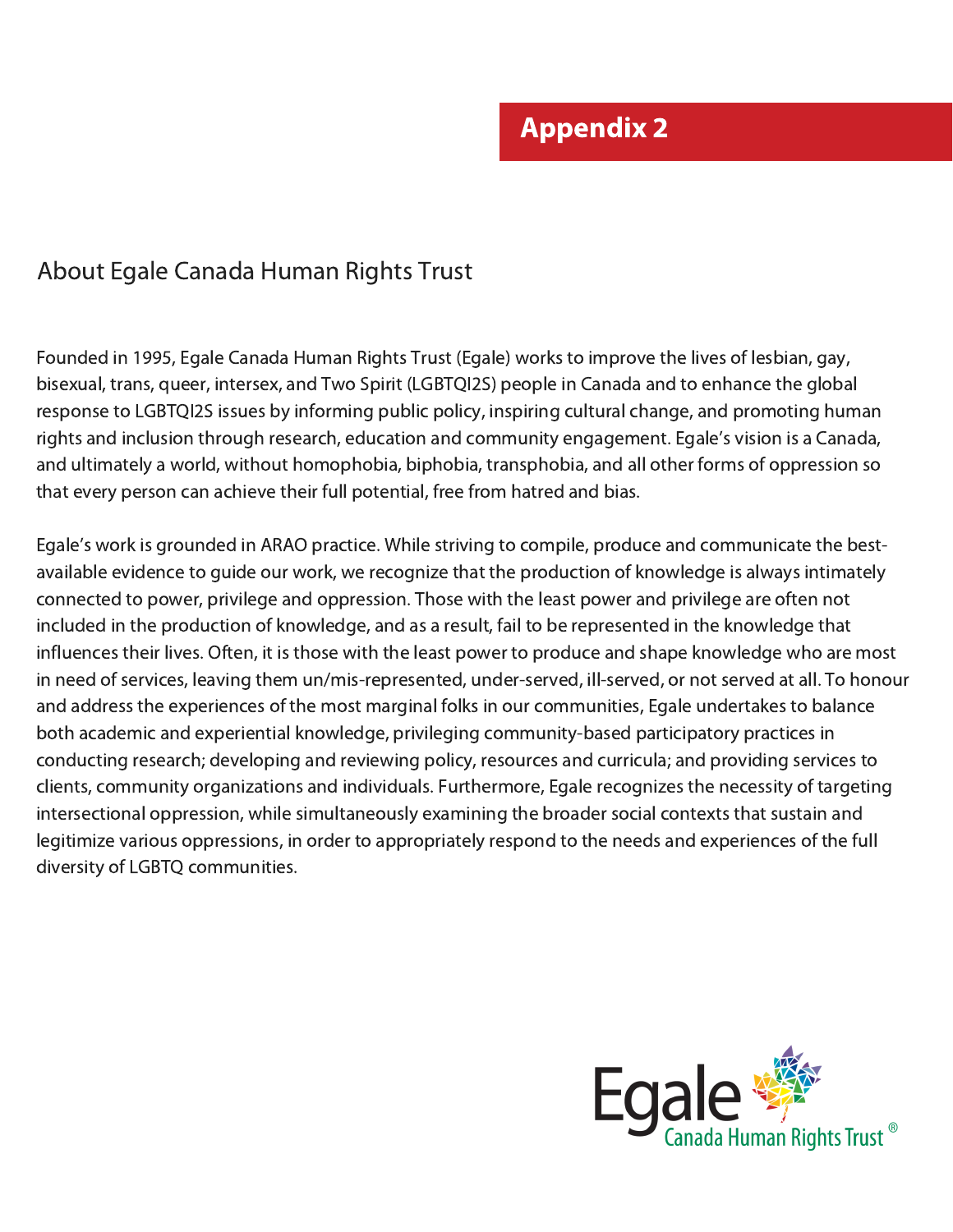# Appendix 2

## About Egale Canada Human Rights Trust

Founded in 1995, Egale Canada Human Rights Trust (Egale) works to improve the lives of lesbian, gay, bisexual, trans, queer, intersex, and Two Spirit (LGBTQI2S) people in Canada and to enhance the global response to LGBTQI2S issues by informing public policy, inspiring cultural change, and promoting human rights and inclusion through research, education and community engagement. Egale's vision is a Canada, and ultimately a world, without homophobia, biphobia, transphobia, and all other forms of oppression so that every person can achieve their full potential, free from hatred and bias.

Egale's work is grounded in ARAO practice. While striving to compile, produce and communicate the best-available evidence to guide our work, we recognize that the production of knowledge is always intimately connected to power, privilege and oppression. Those with the least power and privilege are often not included in the production of knowledge, and as a result, fail to be represented in the knowledge that influences their lives. Often, it is those with the least power to produce and shape knowledge who are most in need of services, leaving them un/mis-represented, under-served, ill-served, or not served at all. To honour and address the experiences of the most marginal folks in our communities, Egale undertakes to balance both academic and experiential knowledge, privileging community-based participatory practices in conducting research; developing and reviewing policy, resources and curricula; and providing services to clients, community organizations and individuals. Furthermore, Egale recognizes the necessity of targeting intersectional oppression, while simultaneously examining the broader social contexts that sustain and legitimize various oppressions, in order to appropriately respond to the needs and experiences of the full diversity of LGBTQ communities.

Egale Canada Human Rights Trust®